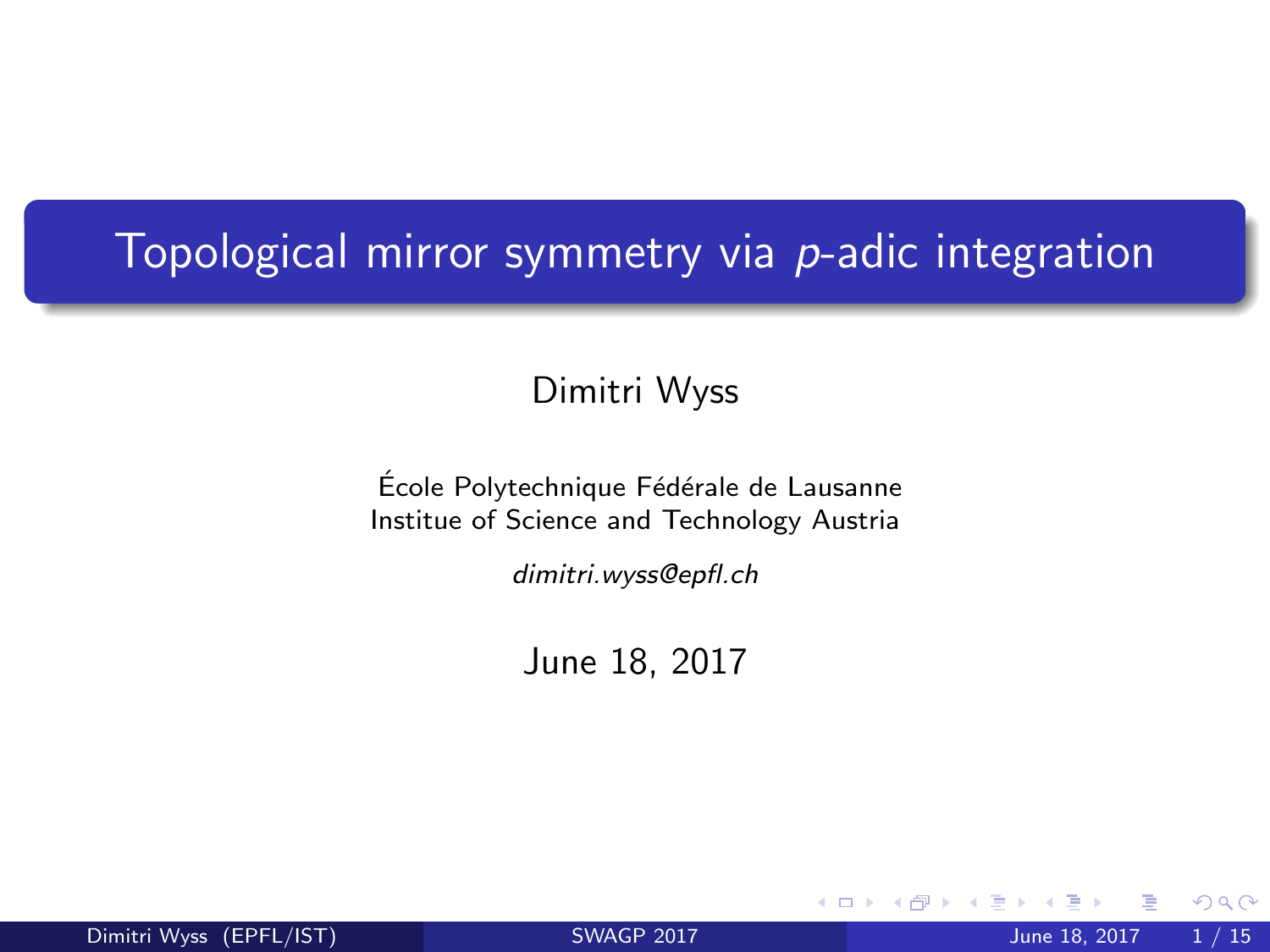# Topological mirror symmetry via $p$-adic integration

Dimitri Wyss

École Polytechnique Fédérale de Lausanne
Institue of Science and Technology Austria

*dimitri.wyss@epfl.ch*

June 18, 2017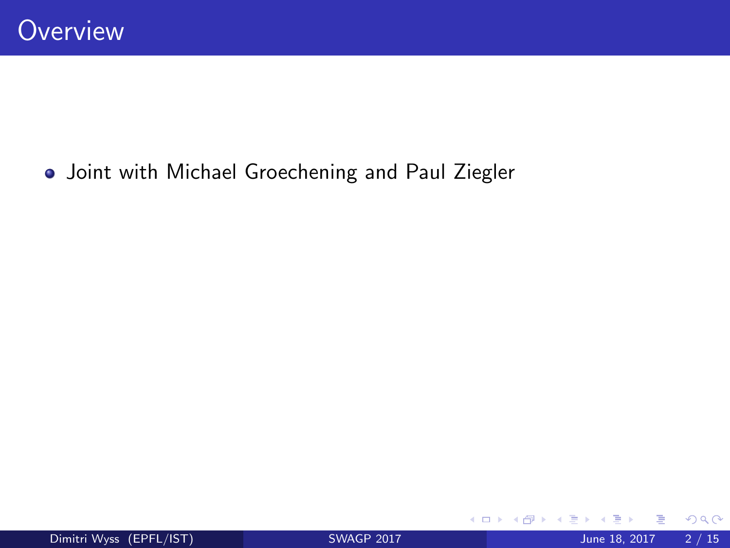# Overview

- Joint with Michael Groechening and Paul Ziegler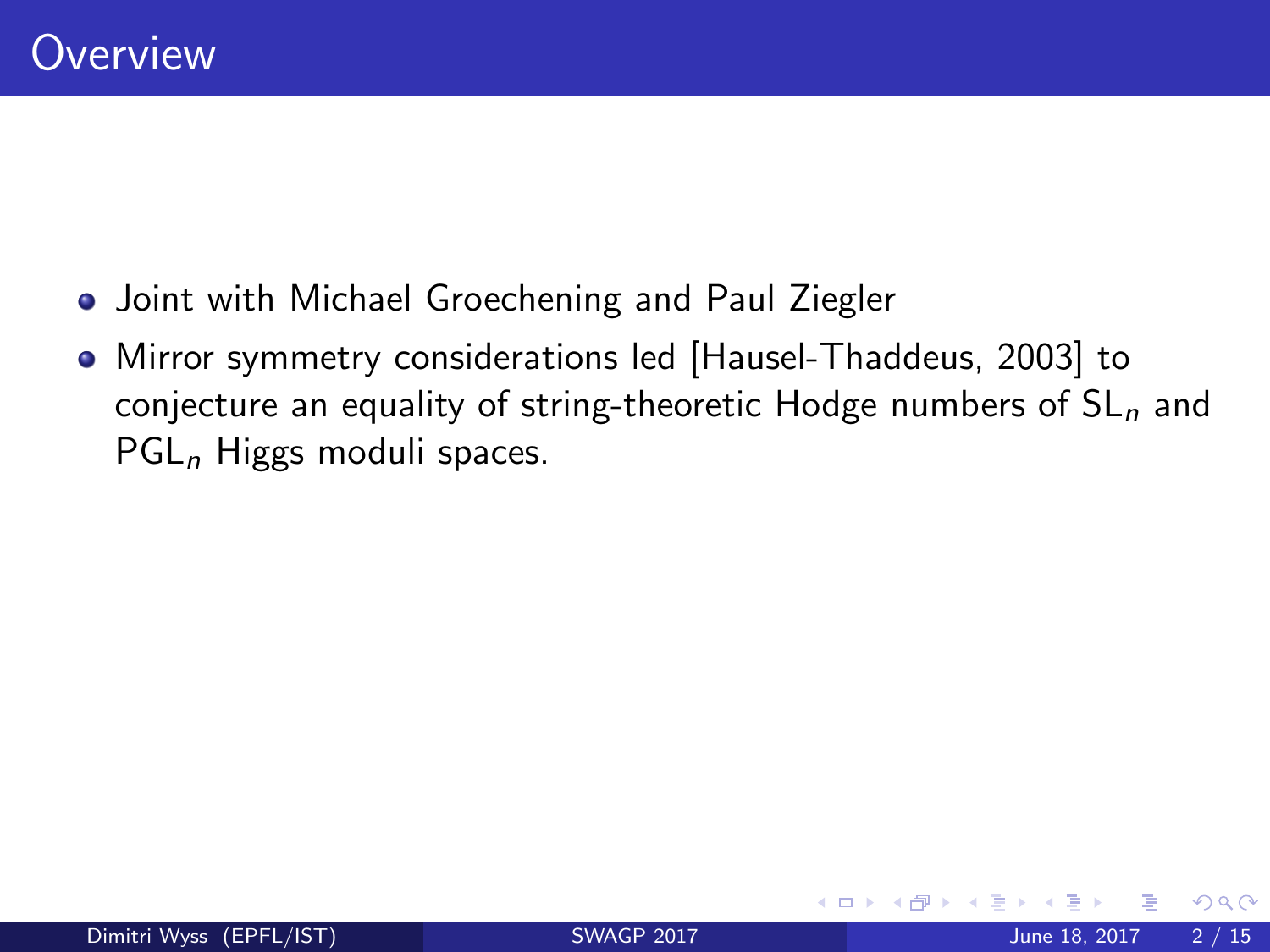# Overview

- Joint with Michael Groechening and Paul Ziegler
- Mirror symmetry considerations led [Hausel-Thaddeus, 2003] to conjecture an equality of string-theoretic Hodge numbers of $\mathrm{SL}_n$ and $\mathrm{PGL}_n$ Higgs moduli spaces.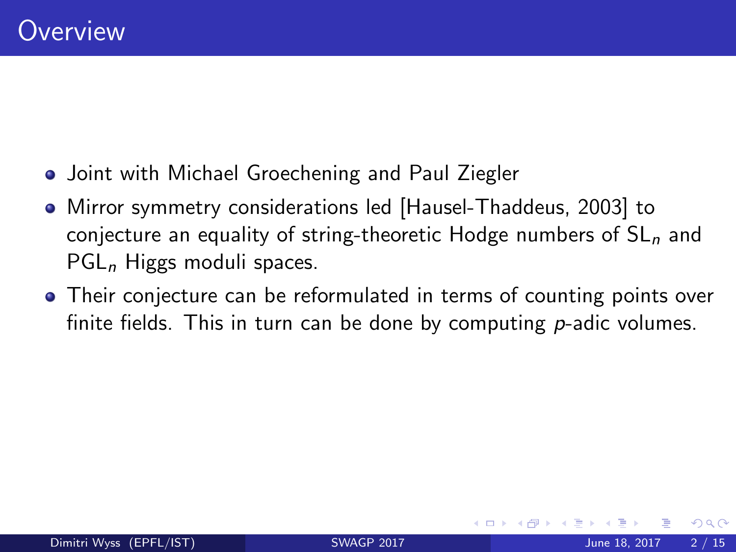# Overview

- Joint with Michael Groechening and Paul Ziegler
- Mirror symmetry considerations led [Hausel-Thaddeus, 2003] to conjecture an equality of string-theoretic Hodge numbers of $\mathrm{SL}_n$ and $\mathrm{PGL}_n$ Higgs moduli spaces.
- Their conjecture can be reformulated in terms of counting points over finite fields. This in turn can be done by computing $p$-adic volumes.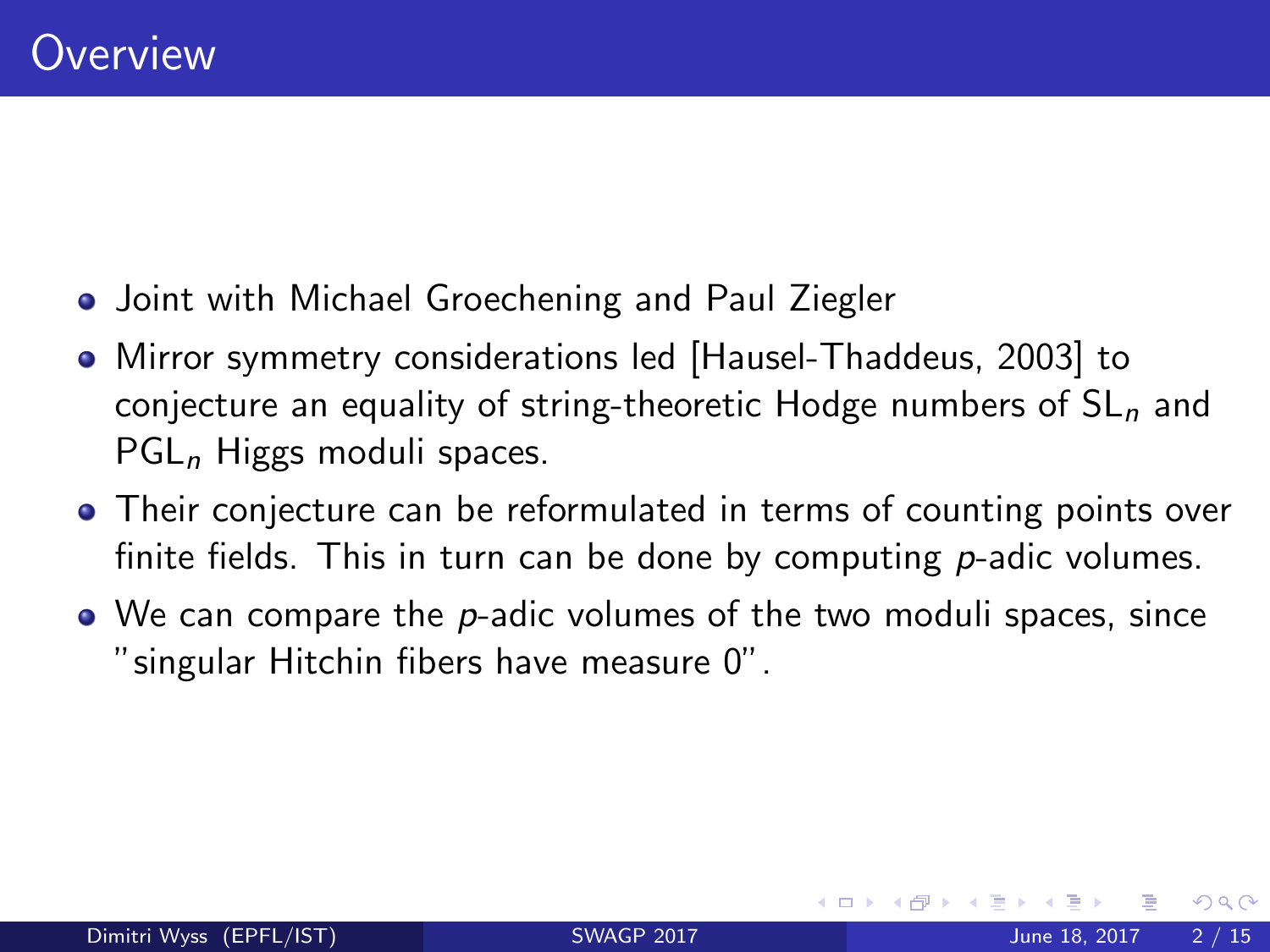# Overview

- Joint with Michael Groechening and Paul Ziegler
- Mirror symmetry considerations led [Hausel-Thaddeus, 2003] to conjecture an equality of string-theoretic Hodge numbers of $\mathrm{SL}_n$ and $\mathrm{PGL}_n$ Higgs moduli spaces.
- Their conjecture can be reformulated in terms of counting points over finite fields. This in turn can be done by computing $p$-adic volumes.
- We can compare the $p$-adic volumes of the two moduli spaces, since "singular Hitchin fibers have measure 0".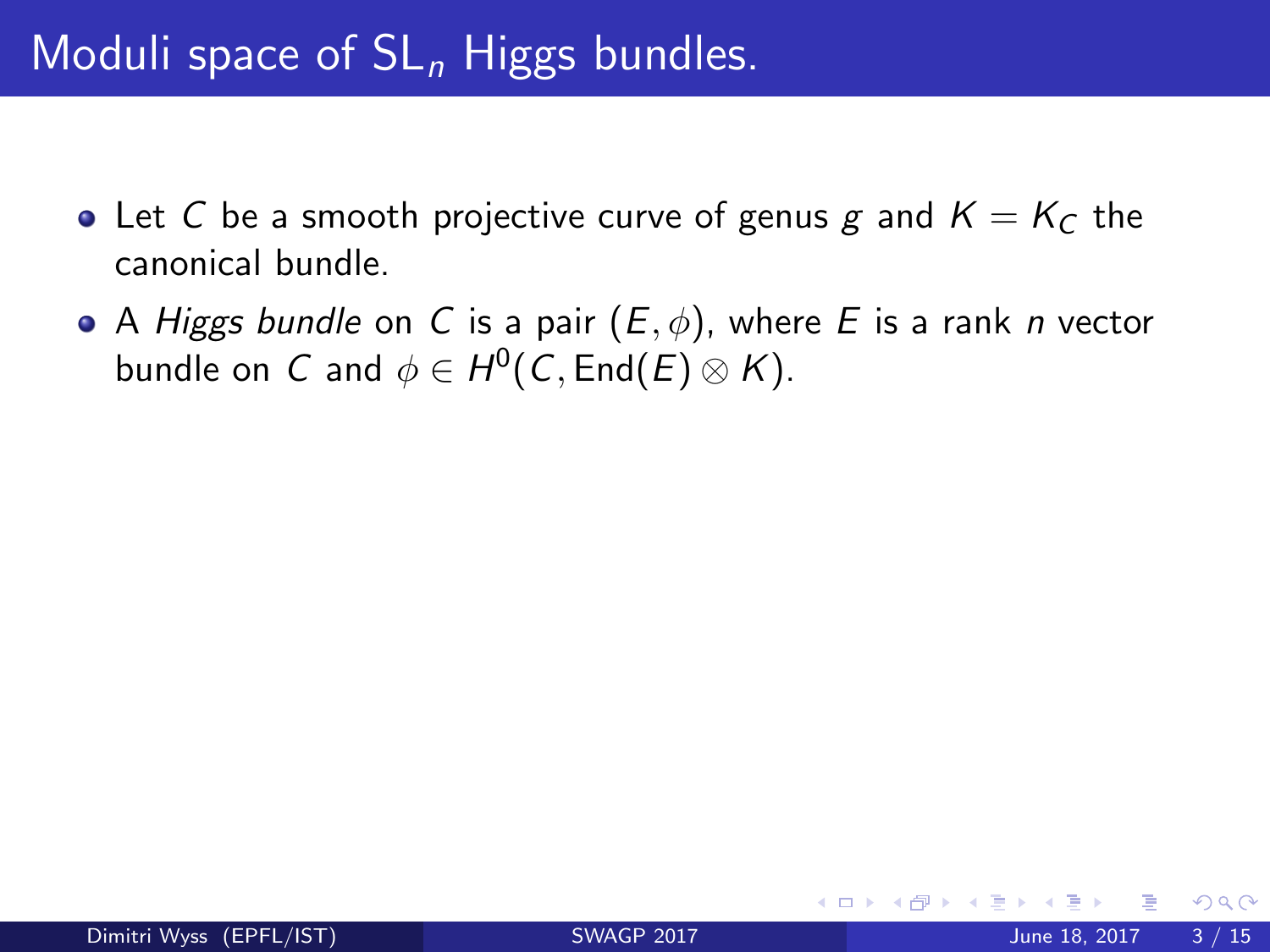# Moduli space of $\mathrm{SL}_n$ Higgs bundles.

- Let $C$ be a smooth projective curve of genus $g$ and $K = K_C$ the canonical bundle.
- A *Higgs bundle* on $C$ is a pair $(E, \phi)$, where $E$ is a rank $n$ vector bundle on $C$ and $\phi \in H^0(C, \mathrm{End}(E) \otimes K)$.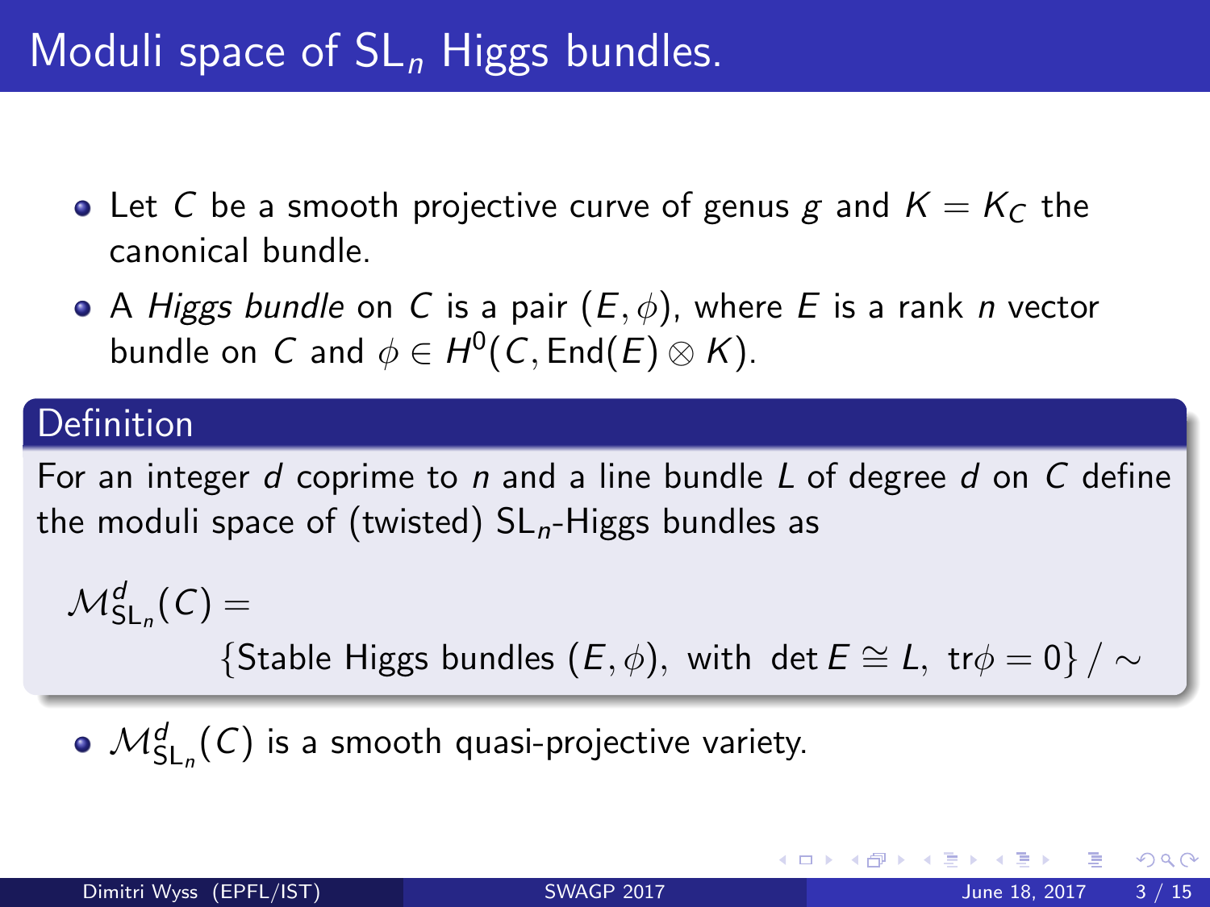# Moduli space of $\mathrm{SL}_n$ Higgs bundles.

- Let $C$ be a smooth projective curve of genus $g$ and $K = K_C$ the canonical bundle.
- A *Higgs bundle* on $C$ is a pair $(E, \phi)$, where $E$ is a rank $n$ vector bundle on $C$ and $\phi \in H^0(C, \mathrm{End}(E) \otimes K)$.

**Definition**

For an integer $d$ coprime to $n$ and a line bundle $L$ of degree $d$ on $C$ define the moduli space of (twisted) $\mathrm{SL}_n$-Higgs bundles as

$$\mathcal{M}^d_{\mathrm{SL}_n}(C) = \{\text{Stable Higgs bundles } (E, \phi), \text{ with } \det E \cong L, \ \mathrm{tr}\phi = 0\} / \sim$$

- $\mathcal{M}^d_{\mathrm{SL}_n}(C)$ is a smooth quasi-projective variety.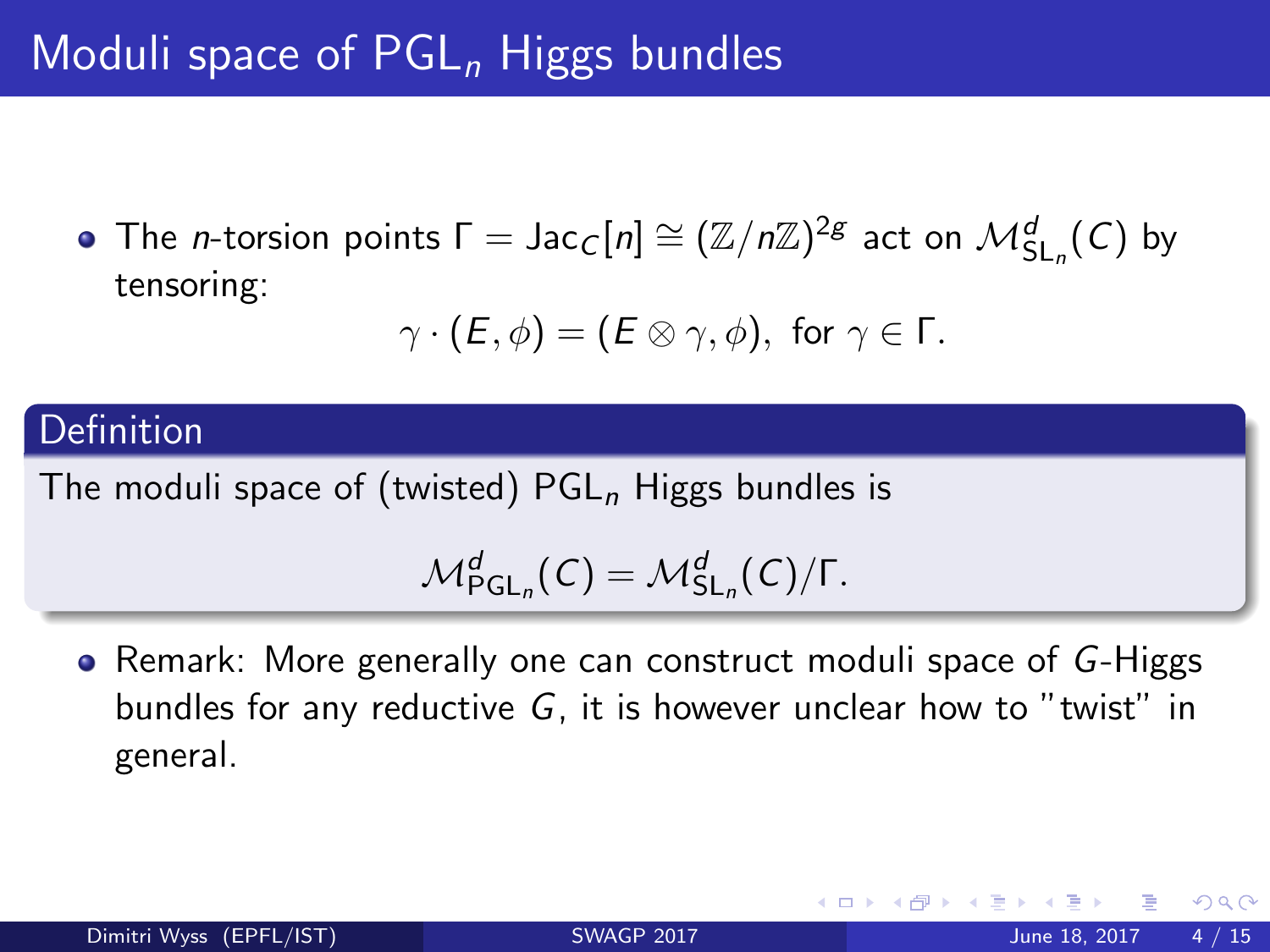# Moduli space of $\mathrm{PGL}_n$ Higgs bundles

- The $n$-torsion points $\Gamma = \mathrm{Jac}_C[n] \cong (\mathbb{Z}/n\mathbb{Z})^{2g}$ act on $\mathcal{M}^d_{\mathrm{SL}_n}(C)$ by tensoring:

$$\gamma \cdot (E, \phi) = (E \otimes \gamma, \phi), \text{ for } \gamma \in \Gamma.$$

**Definition**

The moduli space of (twisted) $\mathrm{PGL}_n$ Higgs bundles is

$$\mathcal{M}^d_{\mathrm{PGL}_n}(C) = \mathcal{M}^d_{\mathrm{SL}_n}(C)/\Gamma.$$

- Remark: More generally one can construct moduli space of $G$-Higgs bundles for any reductive $G$, it is however unclear how to "twist" in general.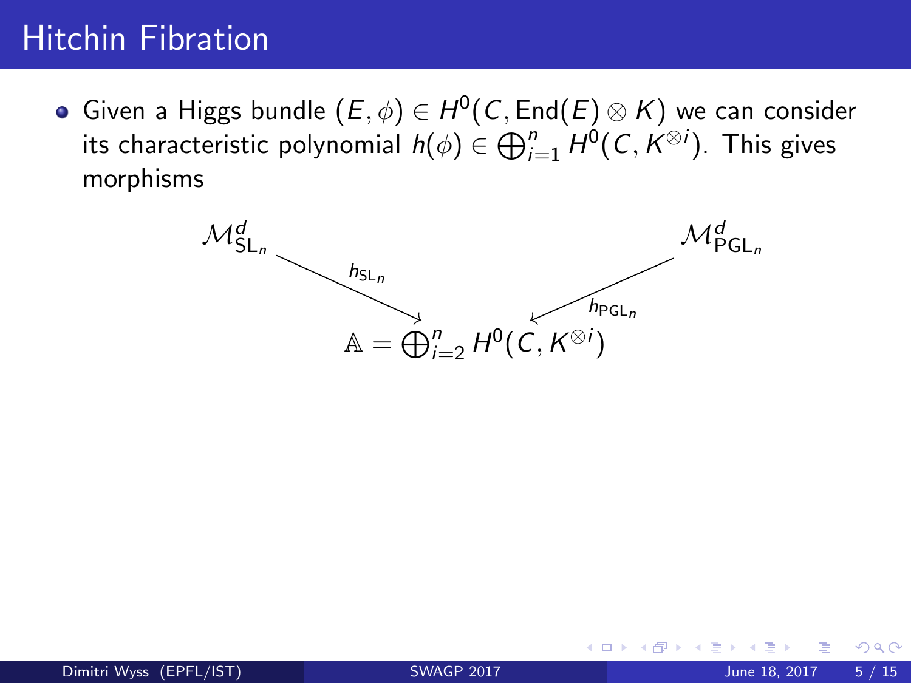# Hitchin Fibration

- Given a Higgs bundle $(E, \phi) \in H^0(C, \mathrm{End}(E) \otimes K)$ we can consider its characteristic polynomial $h(\phi) \in \bigoplus_{i=1}^{n} H^0(C, K^{\otimes i})$. This gives morphisms

$$\mathcal{M}^d_{\mathrm{SL}_n} \xrightarrow{h_{\mathrm{SL}_n}} \mathbb{A} = \bigoplus_{i=2}^{n} H^0(C, K^{\otimes i}) \xleftarrow{h_{\mathrm{PGL}_n}} \mathcal{M}^d_{\mathrm{PGL}_n}$$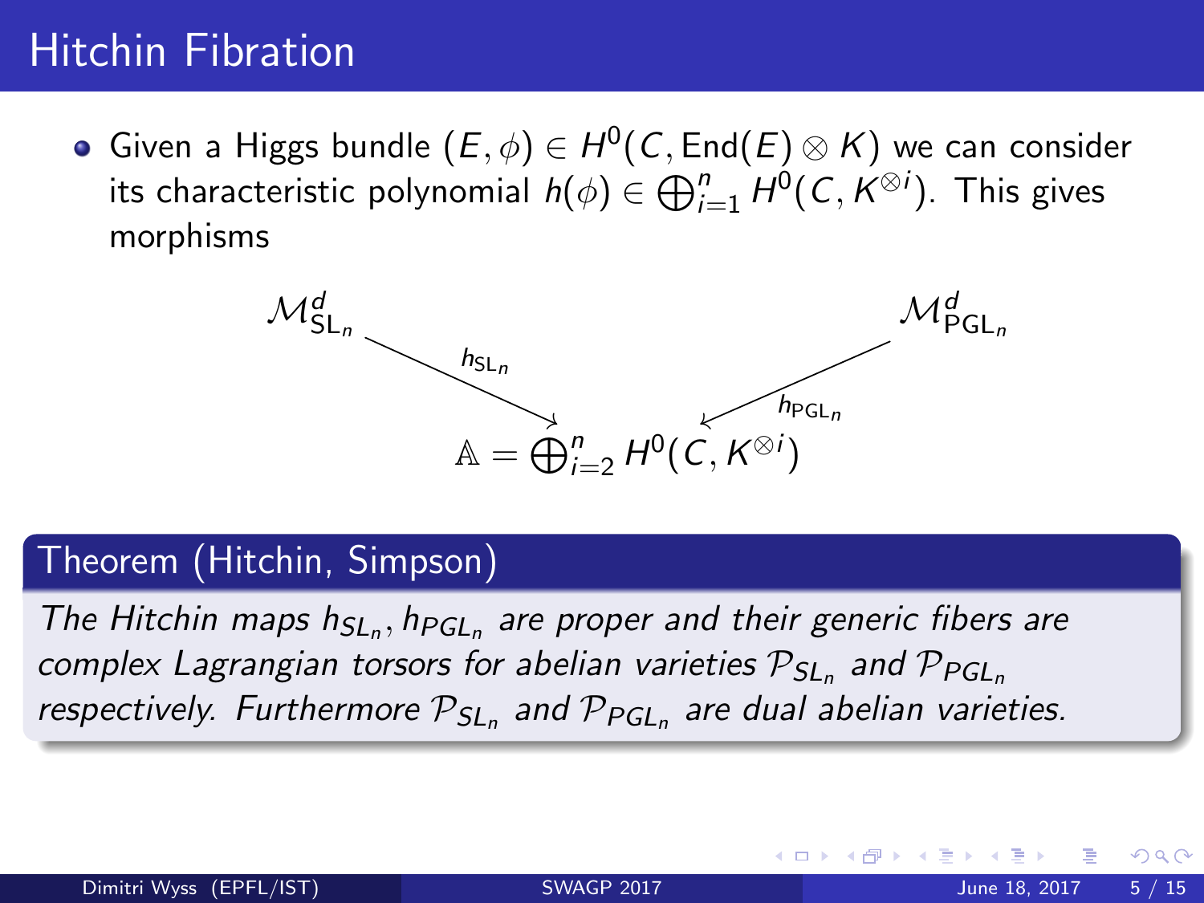# Hitchin Fibration

- Given a Higgs bundle $(E, \phi) \in H^0(C, \mathrm{End}(E) \otimes K)$ we can consider its characteristic polynomial $h(\phi) \in \bigoplus_{i=1}^{n} H^0(C, K^{\otimes i})$. This gives morphisms

$$
\mathcal{M}^d_{\mathrm{SL}_n} \xrightarrow{h_{\mathrm{SL}_n}} \mathbb{A} = \bigoplus_{i=2}^{n} H^0(C, K^{\otimes i}) \xleftarrow{h_{\mathrm{PGL}_n}} \mathcal{M}^d_{\mathrm{PGL}_n}
$$

**Theorem (Hitchin, Simpson)**

*The Hitchin maps $h_{SL_n}, h_{PGL_n}$ are proper and their generic fibers are complex Lagrangian torsors for abelian varieties $\mathcal{P}_{SL_n}$ and $\mathcal{P}_{PGL_n}$ respectively. Furthermore $\mathcal{P}_{SL_n}$ and $\mathcal{P}_{PGL_n}$ are dual abelian varieties.*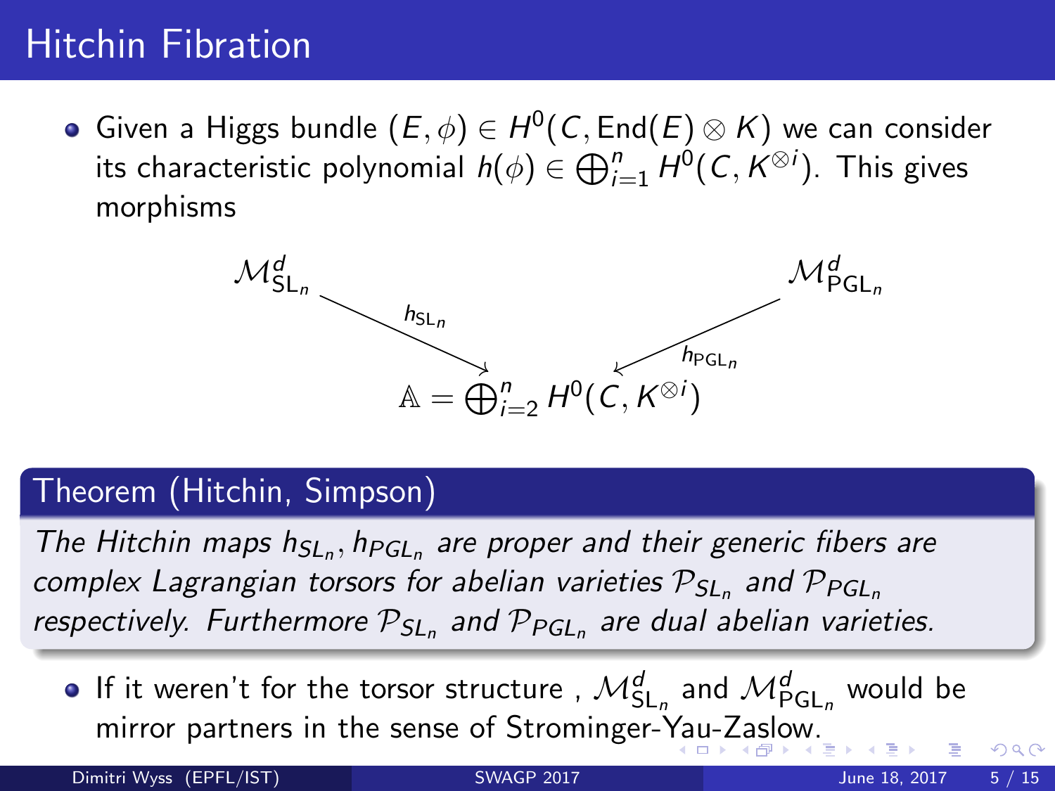# Hitchin Fibration

- Given a Higgs bundle $(E, \phi) \in H^0(C, \mathrm{End}(E) \otimes K)$ we can consider its characteristic polynomial $h(\phi) \in \bigoplus_{i=1}^n H^0(C, K^{\otimes i})$. This gives morphisms

$$\mathcal{M}^d_{\mathrm{SL}_n} \xrightarrow{h_{\mathrm{SL}_n}} \mathbb{A} = \bigoplus_{i=2}^n H^0(C, K^{\otimes i}) \xleftarrow{h_{\mathrm{PGL}_n}} \mathcal{M}^d_{\mathrm{PGL}_n}$$

**Theorem (Hitchin, Simpson)**

*The Hitchin maps $h_{SL_n}, h_{PGL_n}$ are proper and their generic fibers are complex Lagrangian torsors for abelian varieties $\mathcal{P}_{SL_n}$ and $\mathcal{P}_{PGL_n}$ respectively. Furthermore $\mathcal{P}_{SL_n}$ and $\mathcal{P}_{PGL_n}$ are dual abelian varieties.*

- If it weren't for the torsor structure , $\mathcal{M}^d_{\mathrm{SL}_n}$ and $\mathcal{M}^d_{\mathrm{PGL}_n}$ would be mirror partners in the sense of Strominger-Yau-Zaslow.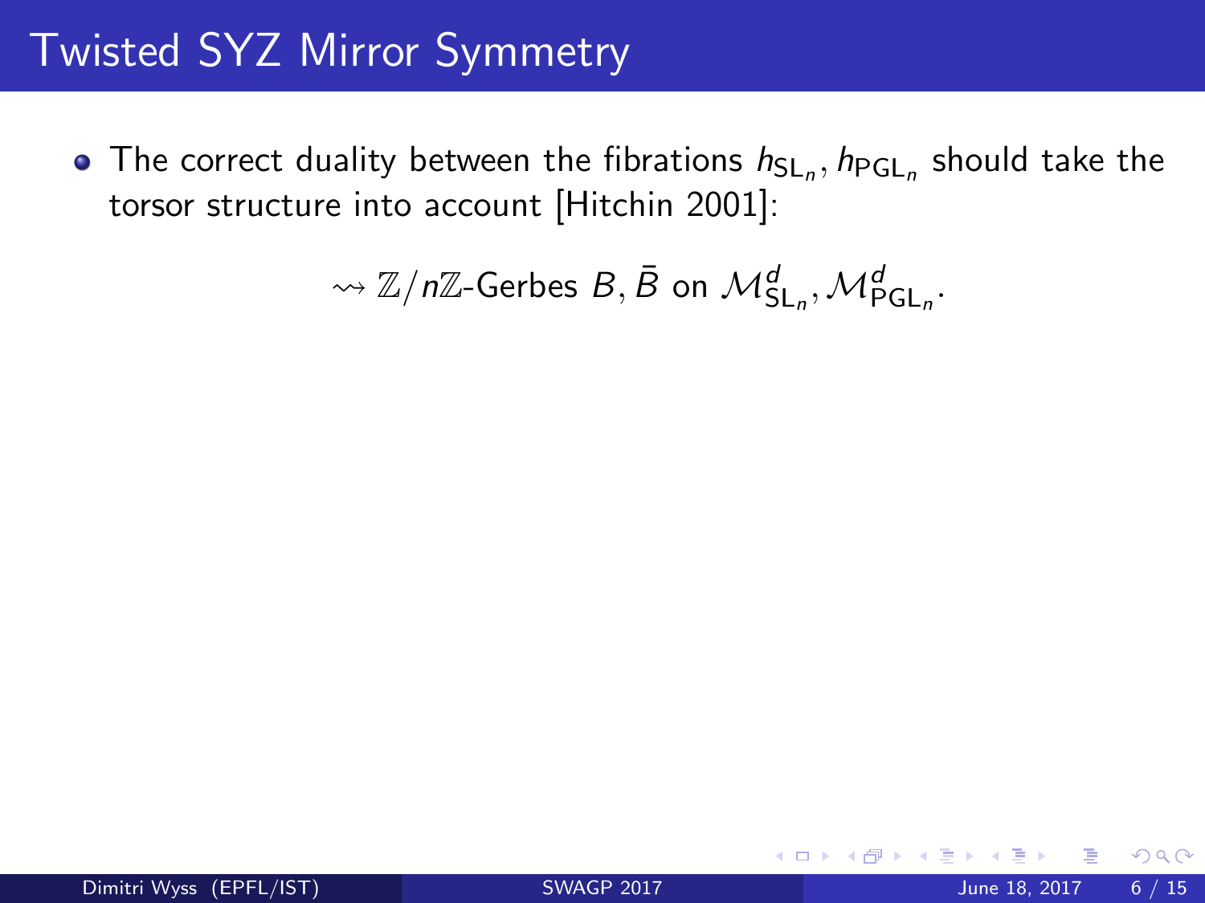# Twisted SYZ Mirror Symmetry

- The correct duality between the fibrations $h_{\mathsf{SL}_n}, h_{\mathsf{PGL}_n}$ should take the torsor structure into account [Hitchin 2001]:

$$\rightsquigarrow \mathbb{Z}/n\mathbb{Z}\text{-Gerbes } B, \bar{B} \text{ on } \mathcal{M}^d_{\mathsf{SL}_n}, \mathcal{M}^d_{\mathsf{PGL}_n}.$$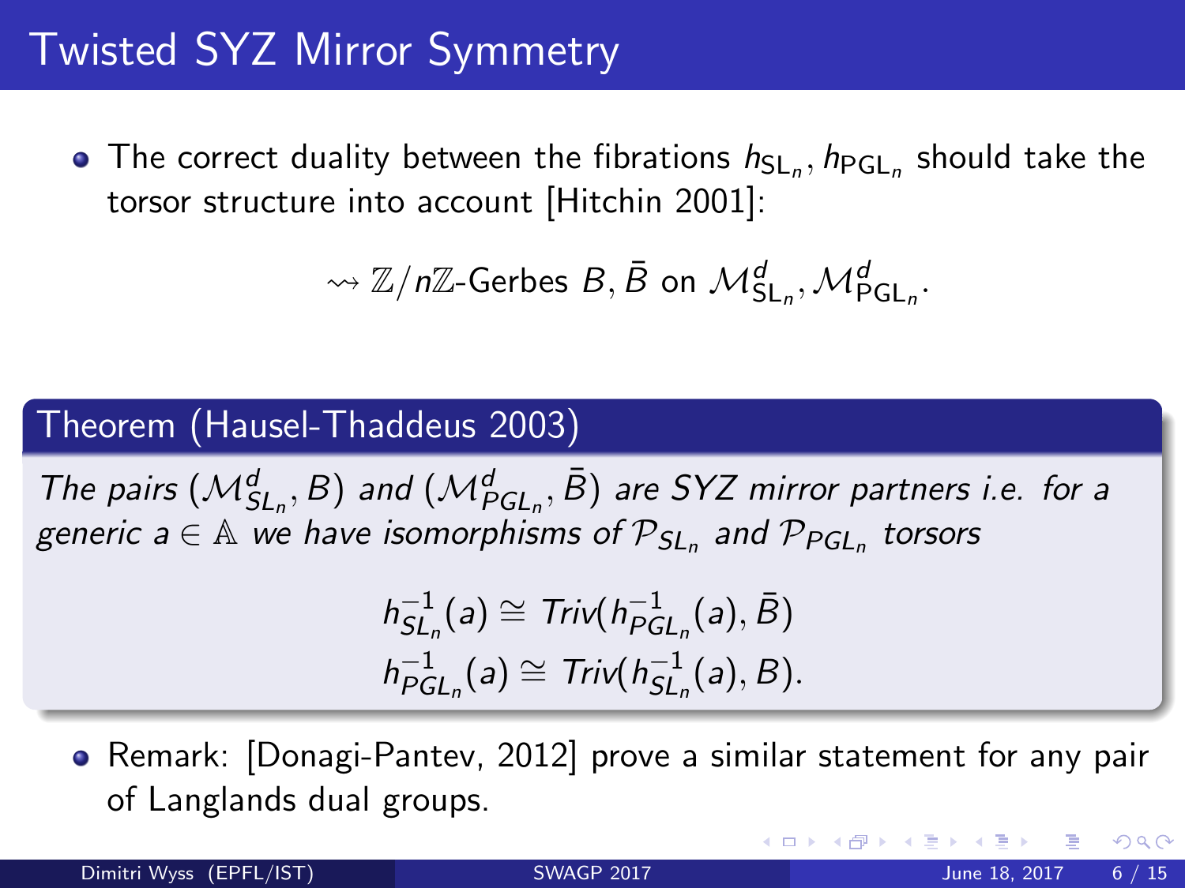# Twisted SYZ Mirror Symmetry

- The correct duality between the fibrations $h_{\mathrm{SL}_n}, h_{\mathrm{PGL}_n}$ should take the torsor structure into account [Hitchin 2001]:

$$\rightsquigarrow \mathbb{Z}/n\mathbb{Z}\text{-Gerbes } B, \bar{B} \text{ on } \mathcal{M}^d_{\mathrm{SL}_n}, \mathcal{M}^d_{\mathrm{PGL}_n}.$$

**Theorem (Hausel-Thaddeus 2003)**

*The pairs $(\mathcal{M}^d_{SL_n}, B)$ and $(\mathcal{M}^d_{PGL_n}, \bar{B})$ are SYZ mirror partners i.e. for a generic $a \in \mathbb{A}$ we have isomorphisms of $\mathcal{P}_{SL_n}$ and $\mathcal{P}_{PGL_n}$ torsors*

$$h^{-1}_{SL_n}(a) \cong Triv(h^{-1}_{PGL_n}(a), \bar{B})$$
$$h^{-1}_{PGL_n}(a) \cong Triv(h^{-1}_{SL_n}(a), B).$$

- Remark: [Donagi-Pantev, 2012] prove a similar statement for any pair of Langlands dual groups.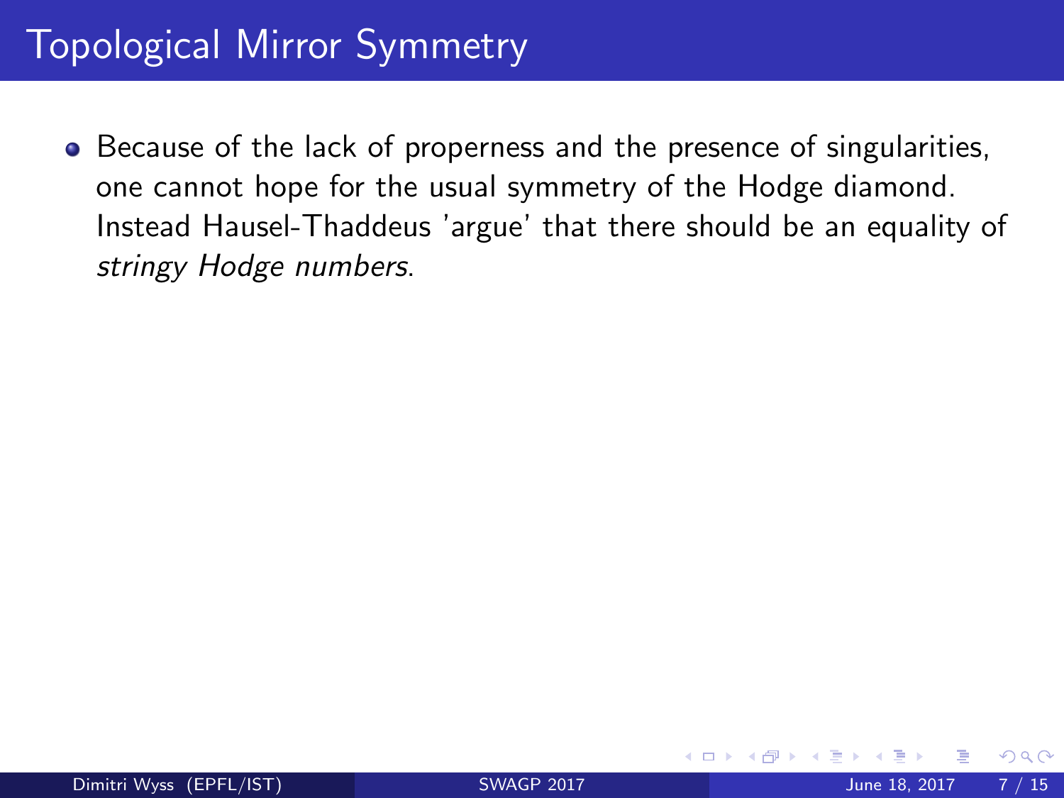# Topological Mirror Symmetry

- Because of the lack of properness and the presence of singularities, one cannot hope for the usual symmetry of the Hodge diamond. Instead Hausel-Thaddeus 'argue' that there should be an equality of *stringy Hodge numbers*.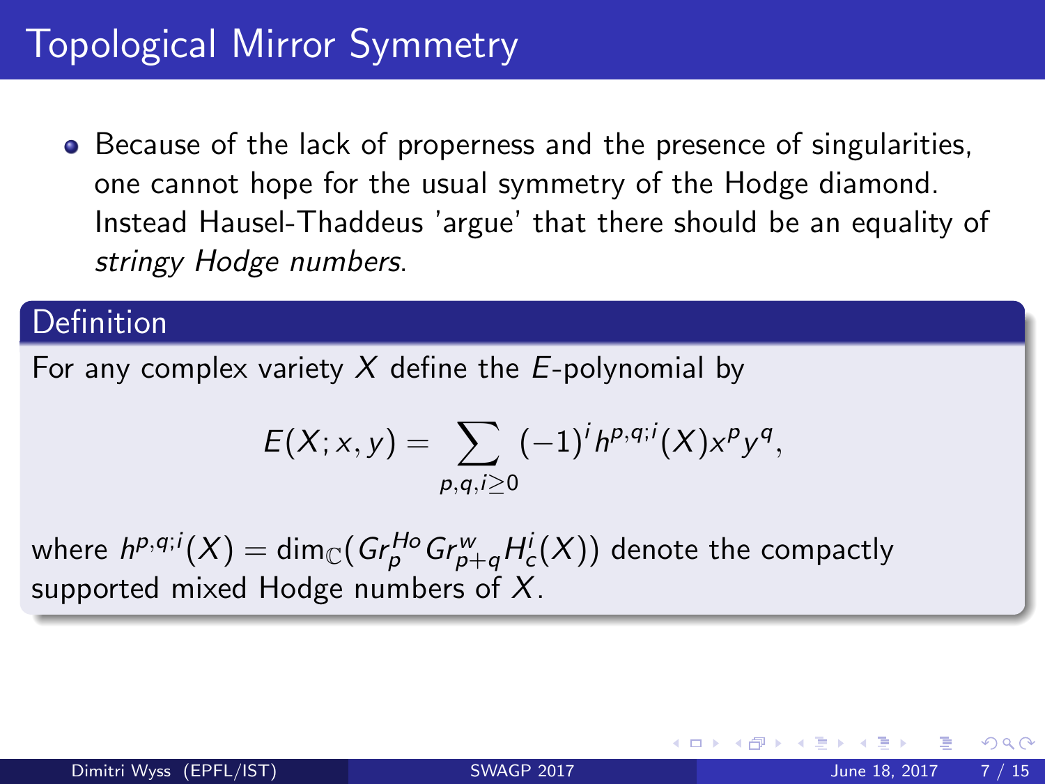# Topological Mirror Symmetry

- Because of the lack of properness and the presence of singularities, one cannot hope for the usual symmetry of the Hodge diamond. Instead Hausel-Thaddeus 'argue' that there should be an equality of *stringy Hodge numbers*.

**Definition**

For any complex variety $X$ define the $E$-polynomial by

$$E(X; x, y) = \sum_{p,q,i \geq 0} (-1)^i h^{p,q;i}(X) x^p y^q,$$

where $h^{p,q;i}(X) = \dim_{\mathbb{C}}(Gr_p^{Ho} Gr_{p+q}^{w} H_c^i(X))$ denote the compactly supported mixed Hodge numbers of $X$.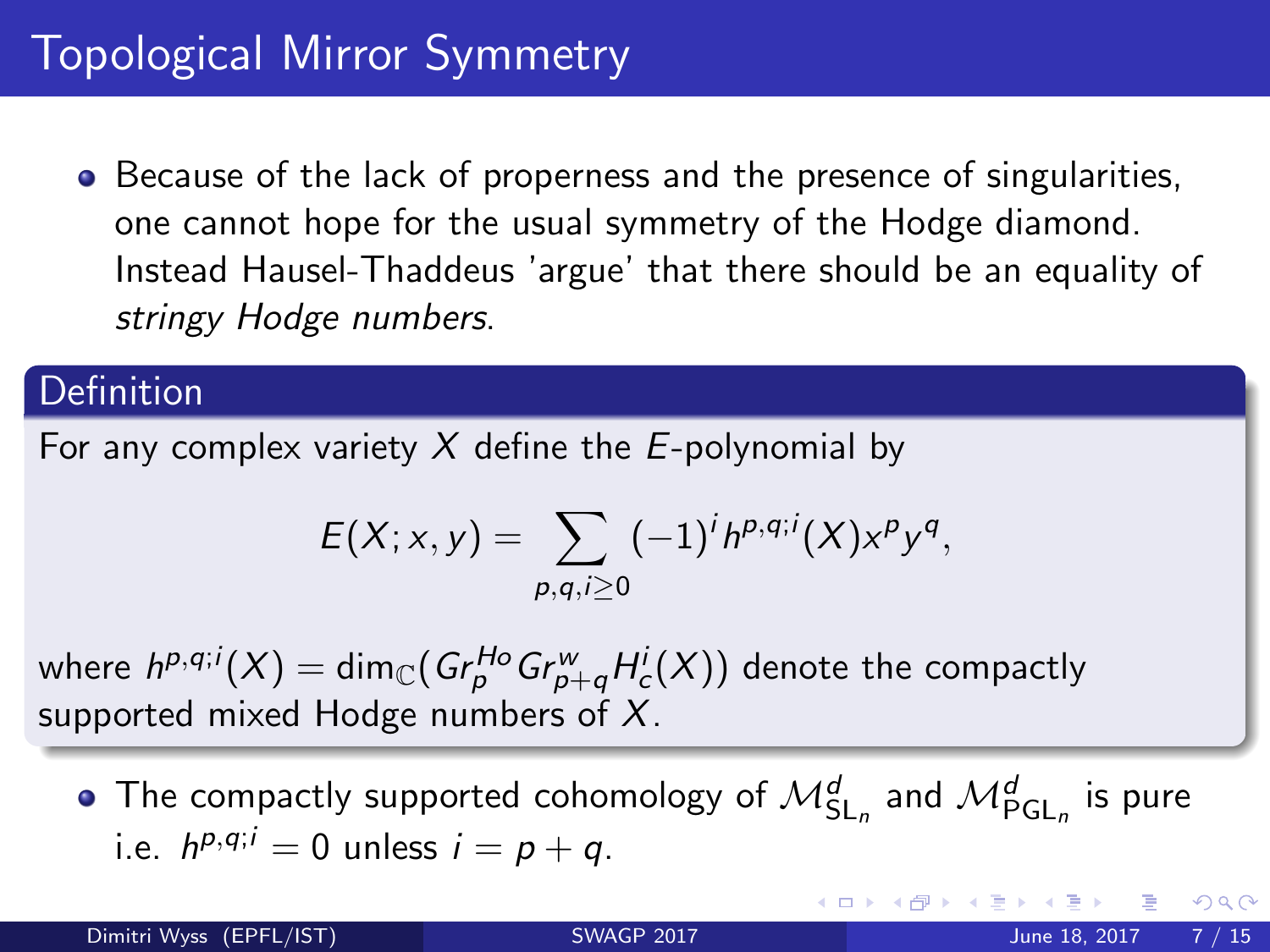# Topological Mirror Symmetry

- Because of the lack of properness and the presence of singularities, one cannot hope for the usual symmetry of the Hodge diamond. Instead Hausel-Thaddeus 'argue' that there should be an equality of *stringy Hodge numbers*.

**Definition**

For any complex variety $X$ define the $E$-polynomial by

$$E(X; x, y) = \sum_{p,q,i \geq 0} (-1)^i h^{p,q;i}(X) x^p y^q,$$

where $h^{p,q;i}(X) = \dim_{\mathbb{C}}(Gr_p^{Ho} Gr_{p+q}^{w} H_c^i(X))$ denote the compactly supported mixed Hodge numbers of $X$.

- The compactly supported cohomology of $\mathcal{M}^d_{\mathrm{SL}_n}$ and $\mathcal{M}^d_{\mathrm{PGL}_n}$ is pure i.e. $h^{p,q;i} = 0$ unless $i = p + q$.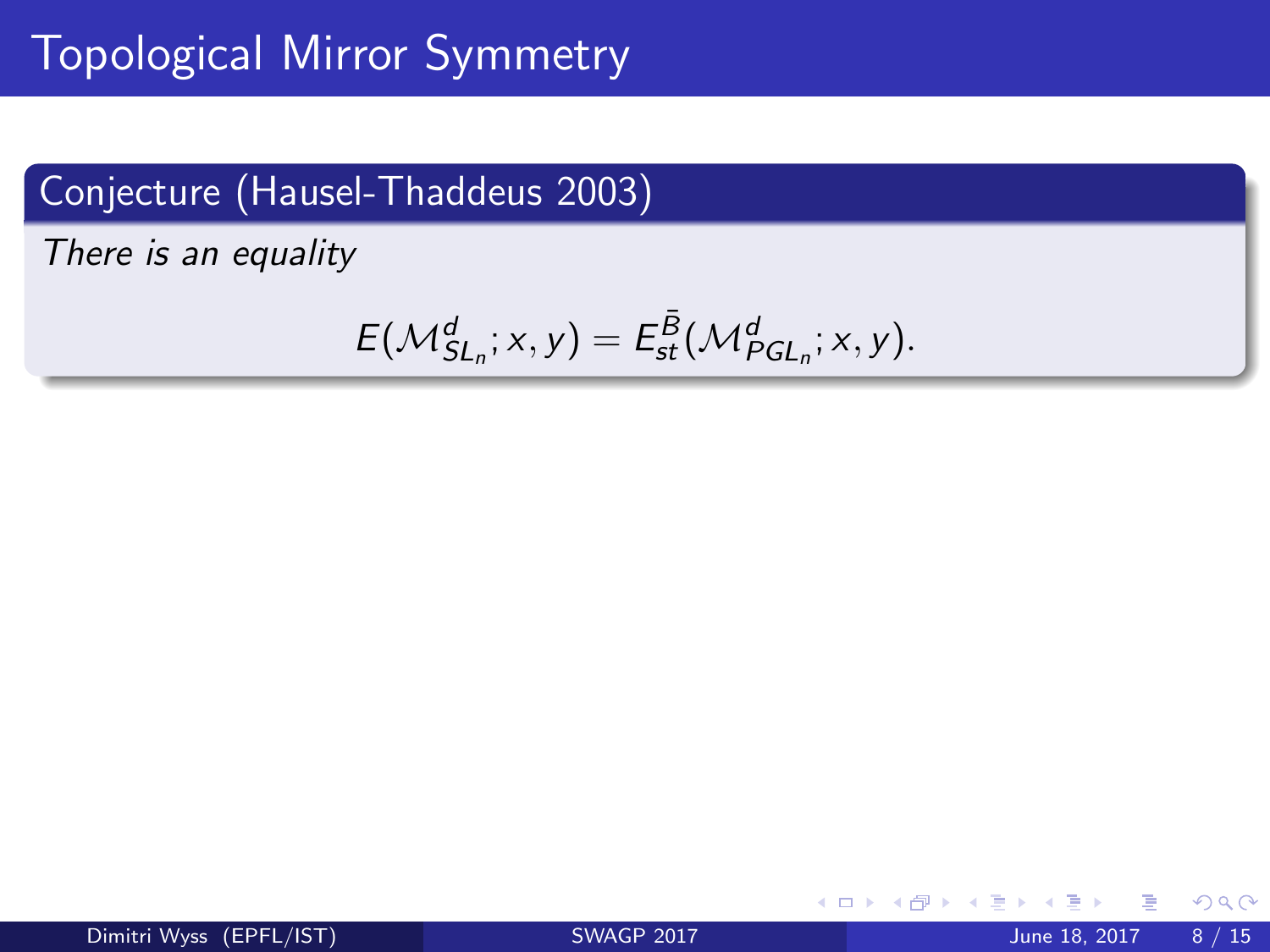# Topological Mirror Symmetry

**Conjecture (Hausel-Thaddeus 2003)**

*There is an equality*

$$E(\mathcal{M}^d_{SL_n}; x, y) = E^{\bar{B}}_{st}(\mathcal{M}^d_{PGL_n}; x, y).$$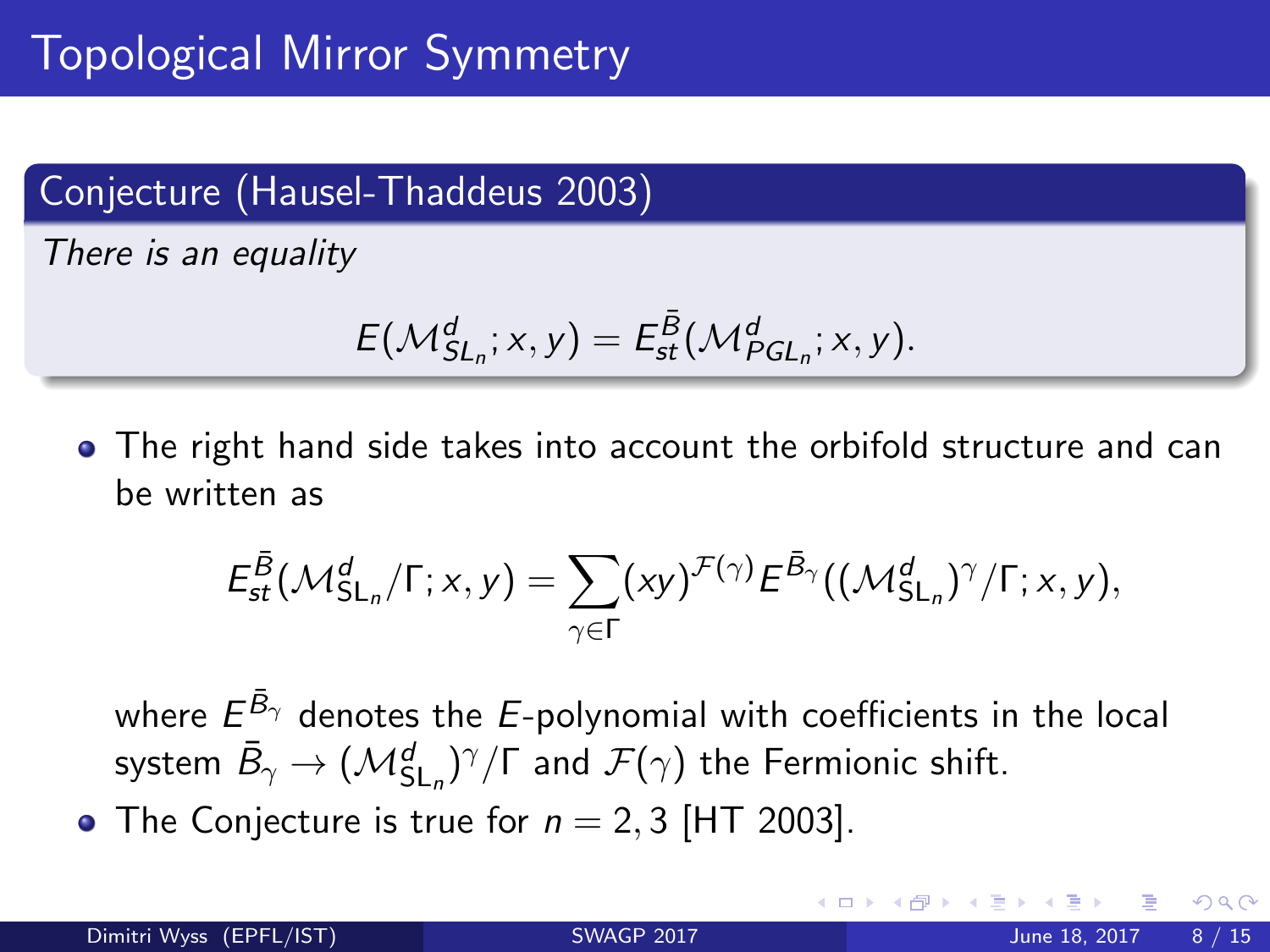# Topological Mirror Symmetry

**Conjecture (Hausel-Thaddeus 2003)**

*There is an equality*

$$E(\mathcal{M}^d_{SL_n}; x, y) = E^{\bar{B}}_{st}(\mathcal{M}^d_{PGL_n}; x, y).$$

- The right hand side takes into account the orbifold structure and can be written as

$$E^{\bar{B}}_{st}(\mathcal{M}^d_{\mathrm{SL}_n}/\Gamma; x, y) = \sum_{\gamma \in \Gamma} (xy)^{\mathcal{F}(\gamma)} E^{\bar{B}_\gamma}((\mathcal{M}^d_{\mathrm{SL}_n})^\gamma/\Gamma; x, y),$$

  where $E^{\bar{B}_\gamma}$ denotes the $E$-polynomial with coefficients in the local system $\bar{B}_\gamma \to (\mathcal{M}^d_{\mathrm{SL}_n})^\gamma/\Gamma$ and $\mathcal{F}(\gamma)$ the Fermionic shift.

- The Conjecture is true for $n = 2, 3$ [HT 2003].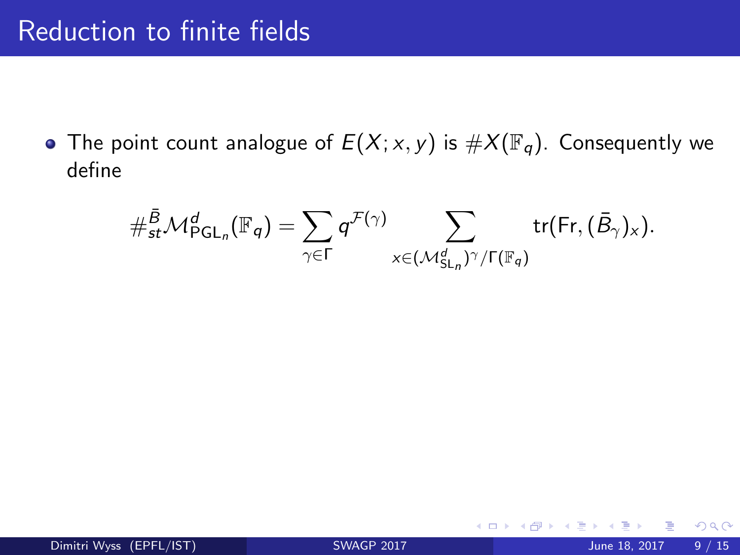# Reduction to finite fields

- The point count analogue of $E(X; x, y)$ is $\#X(\mathbb{F}_q)$. Consequently we define

$$\#^{\bar{B}}_{st}\mathcal{M}^d_{\mathrm{PGL}_n}(\mathbb{F}_q) = \sum_{\gamma \in \Gamma} q^{\mathcal{F}(\gamma)} \sum_{x \in (\mathcal{M}^d_{\mathrm{SL}_n})^\gamma / \Gamma(\mathbb{F}_q)} \mathrm{tr}(\mathrm{Fr}, (\bar{B}_\gamma)_x).$$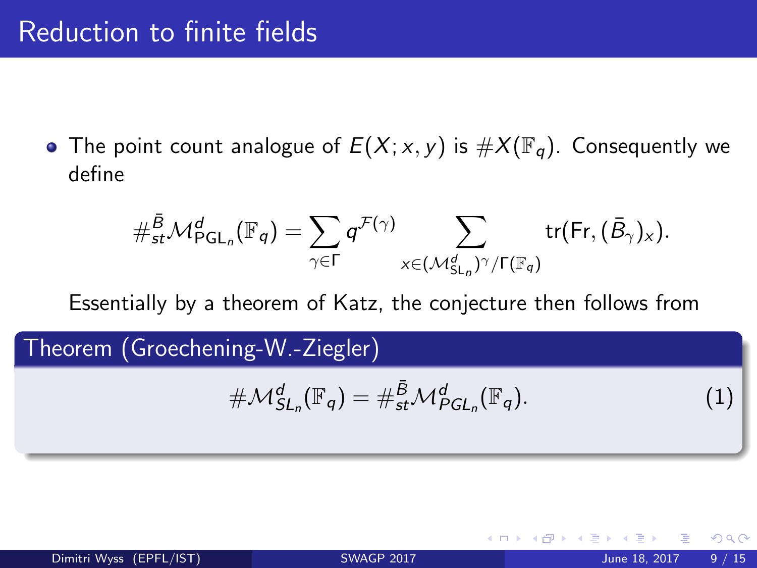# Reduction to finite fields

- The point count analogue of $E(X; x, y)$ is $\#X(\mathbb{F}_q)$. Consequently we define

$$\#^{\bar{B}}_{st}\mathcal{M}^d_{\mathrm{PGL}_n}(\mathbb{F}_q) = \sum_{\gamma \in \Gamma} q^{\mathcal{F}(\gamma)} \sum_{x \in (\mathcal{M}^d_{\mathrm{SL}_n})^{\gamma}/\Gamma(\mathbb{F}_q)} \mathrm{tr}(\mathrm{Fr}, (\bar{B}_{\gamma})_x).$$

  Essentially by a theorem of Katz, the conjecture then follows from

**Theorem (Groechening-W.-Ziegler)**

$$\#\mathcal{M}^d_{SL_n}(\mathbb{F}_q) = \#^{\bar{B}}_{st}\mathcal{M}^d_{PGL_n}(\mathbb{F}_q). \tag{1}$$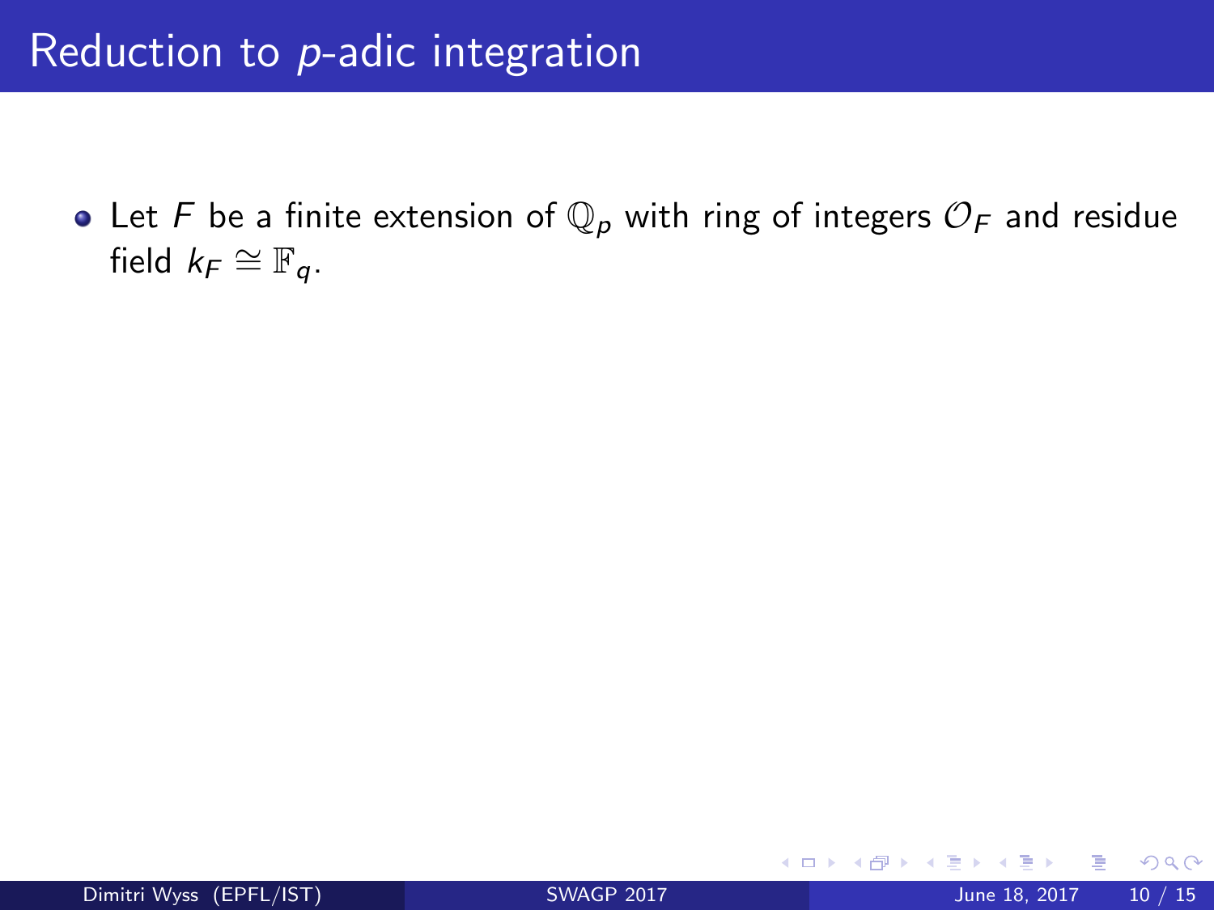# Reduction to $p$-adic integration

- Let $F$ be a finite extension of $\mathbb{Q}_p$ with ring of integers $\mathcal{O}_F$ and residue field $k_F \cong \mathbb{F}_q$.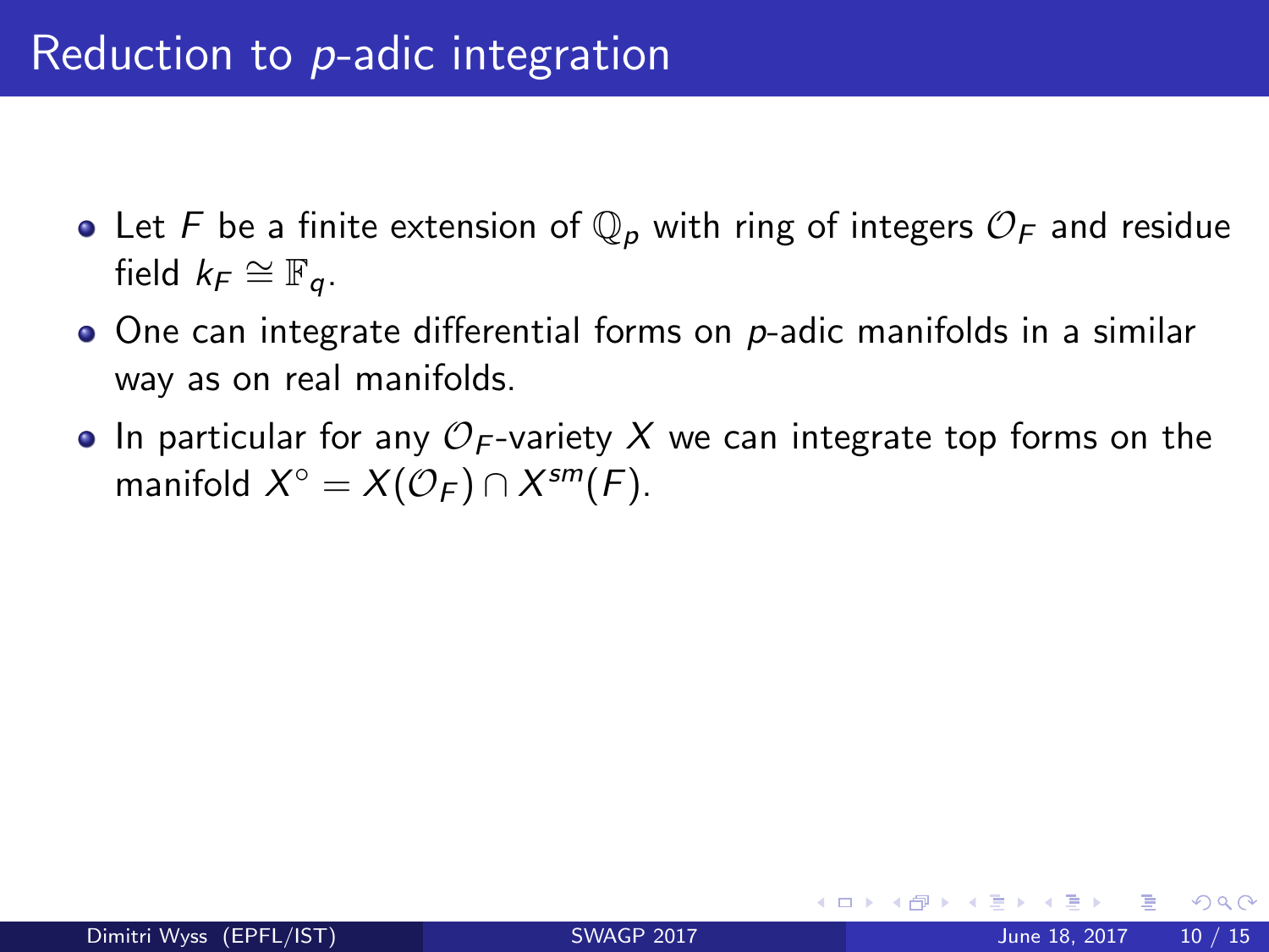# Reduction to $p$-adic integration

- Let $F$ be a finite extension of $\mathbb{Q}_p$ with ring of integers $\mathcal{O}_F$ and residue field $k_F \cong \mathbb{F}_q$.
- One can integrate differential forms on $p$-adic manifolds in a similar way as on real manifolds.
- In particular for any $\mathcal{O}_F$-variety $X$ we can integrate top forms on the manifold $X^\circ = X(\mathcal{O}_F) \cap X^{sm}(F)$.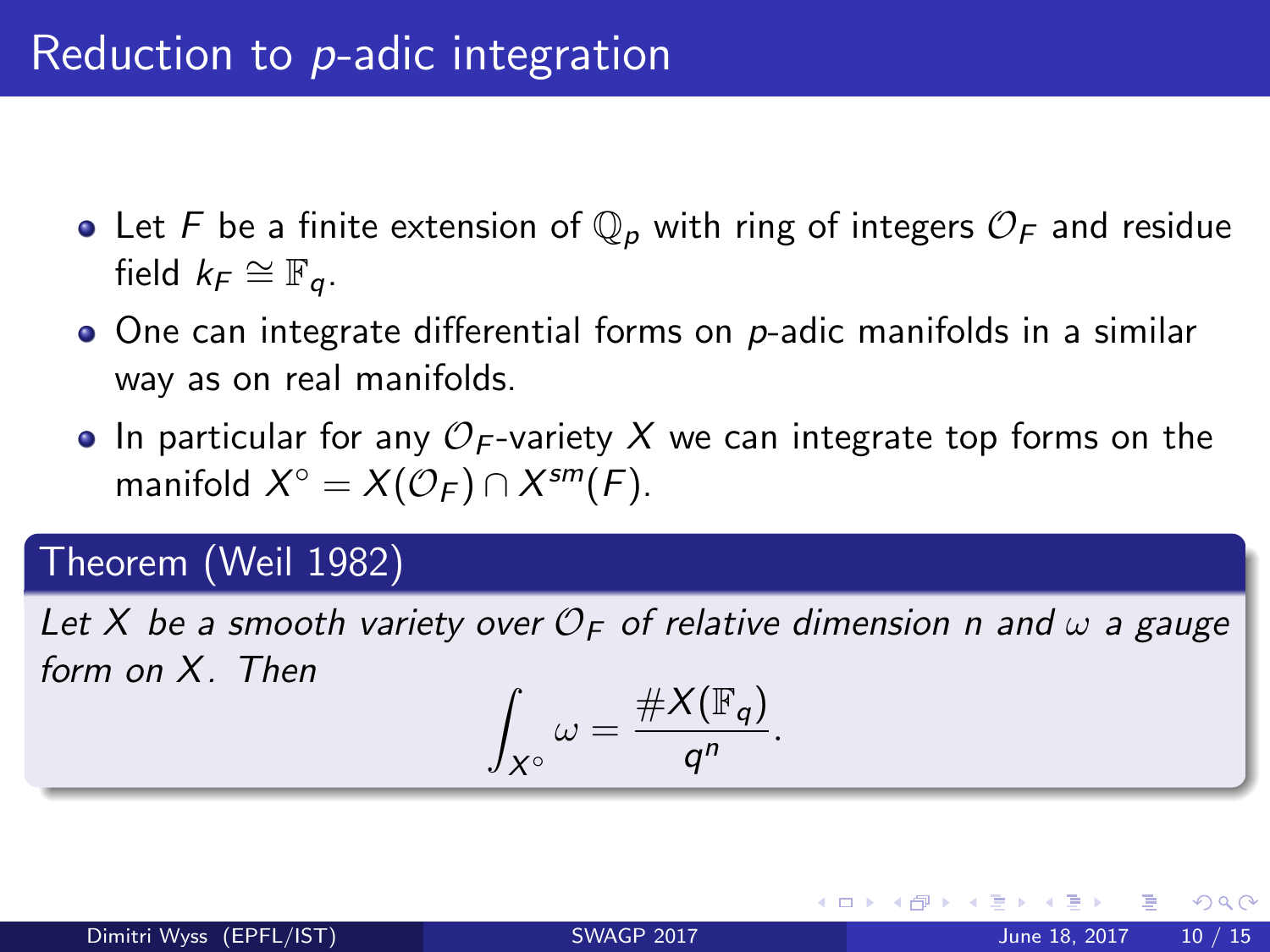# Reduction to $p$-adic integration

- Let $F$ be a finite extension of $\mathbb{Q}_p$ with ring of integers $\mathcal{O}_F$ and residue field $k_F \cong \mathbb{F}_q$.
- One can integrate differential forms on $p$-adic manifolds in a similar way as on real manifolds.
- In particular for any $\mathcal{O}_F$-variety $X$ we can integrate top forms on the manifold $X^\circ = X(\mathcal{O}_F) \cap X^{sm}(F)$.

**Theorem (Weil 1982)**

*Let $X$ be a smooth variety over $\mathcal{O}_F$ of relative dimension $n$ and $\omega$ a gauge form on $X$. Then*

$$\int_{X^\circ} \omega = \frac{\#X(\mathbb{F}_q)}{q^n}.$$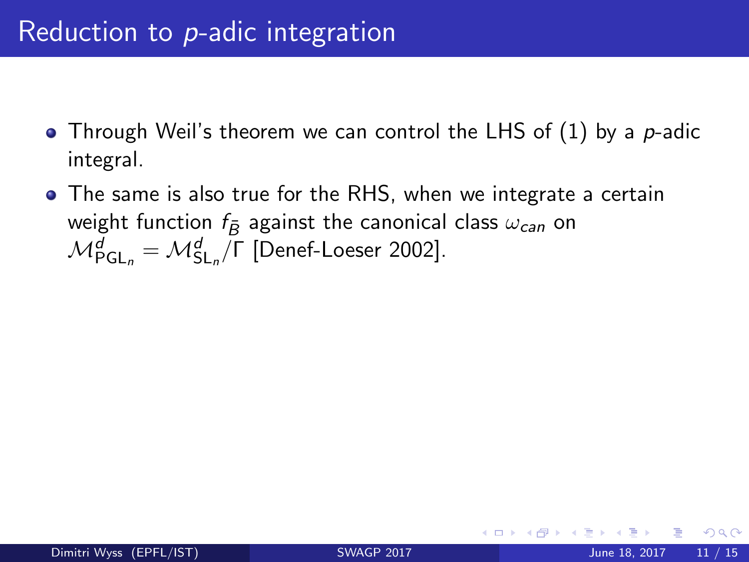# Reduction to $p$-adic integration

- Through Weil's theorem we can control the LHS of (1) by a $p$-adic integral.
- The same is also true for the RHS, when we integrate a certain weight function $f_{\bar{B}}$ against the canonical class $\omega_{can}$ on $\mathcal{M}^d_{\mathrm{PGL}_n} = \mathcal{M}^d_{\mathrm{SL}_n}/\Gamma$ [Denef-Loeser 2002].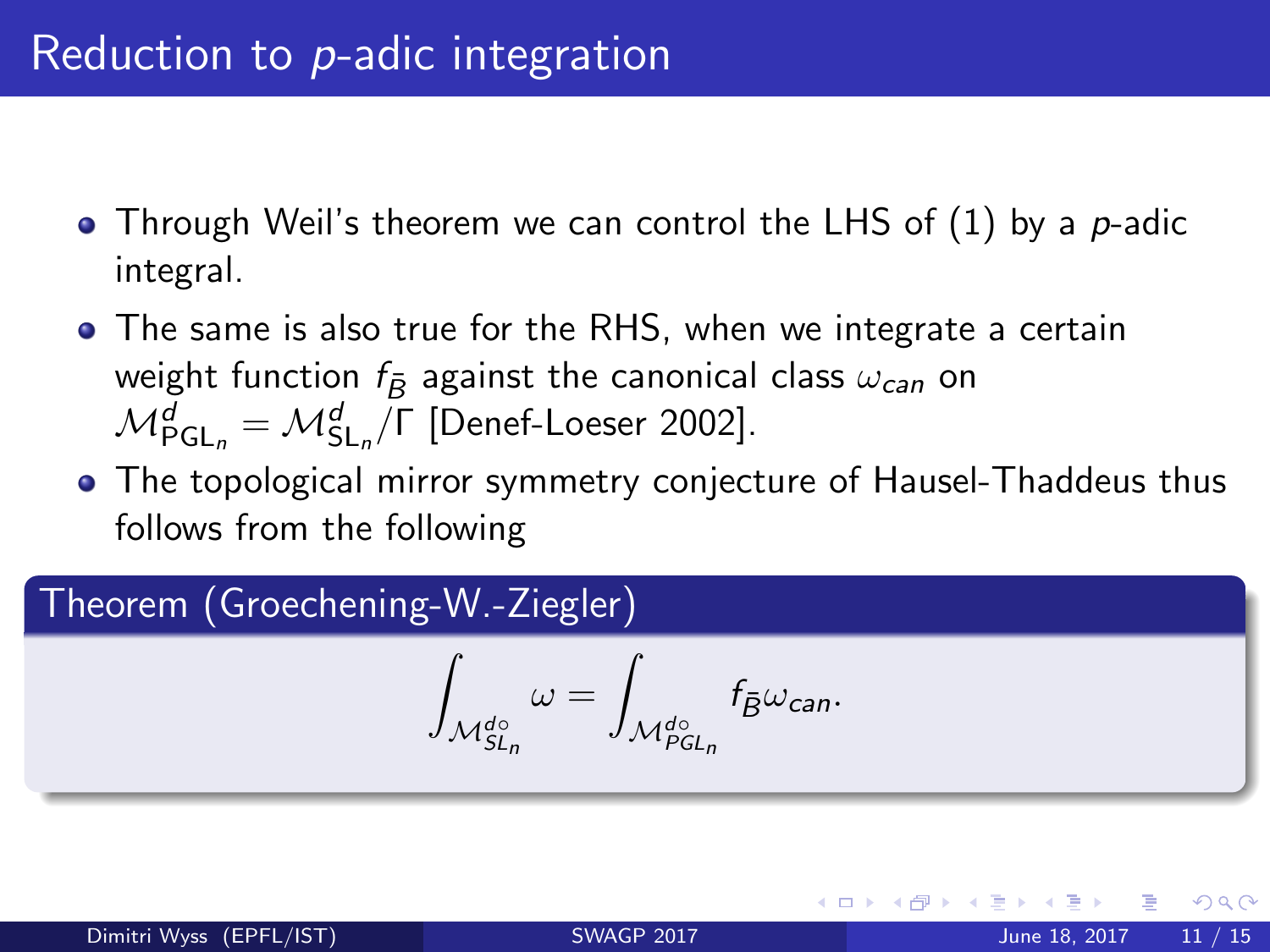# Reduction to $p$-adic integration

- Through Weil's theorem we can control the LHS of (1) by a $p$-adic integral.
- The same is also true for the RHS, when we integrate a certain weight function $f_{\bar{B}}$ against the canonical class $\omega_{can}$ on $\mathcal{M}^d_{\mathrm{PGL}_n} = \mathcal{M}^d_{\mathrm{SL}_n}/\Gamma$ [Denef-Loeser 2002].
- The topological mirror symmetry conjecture of Hausel-Thaddeus thus follows from the following

**Theorem (Groechening-W.-Ziegler)**

$$\int_{\mathcal{M}^{d\circ}_{SL_n}} \omega = \int_{\mathcal{M}^{d\circ}_{PGL_n}} f_{\bar{B}} \omega_{can}.$$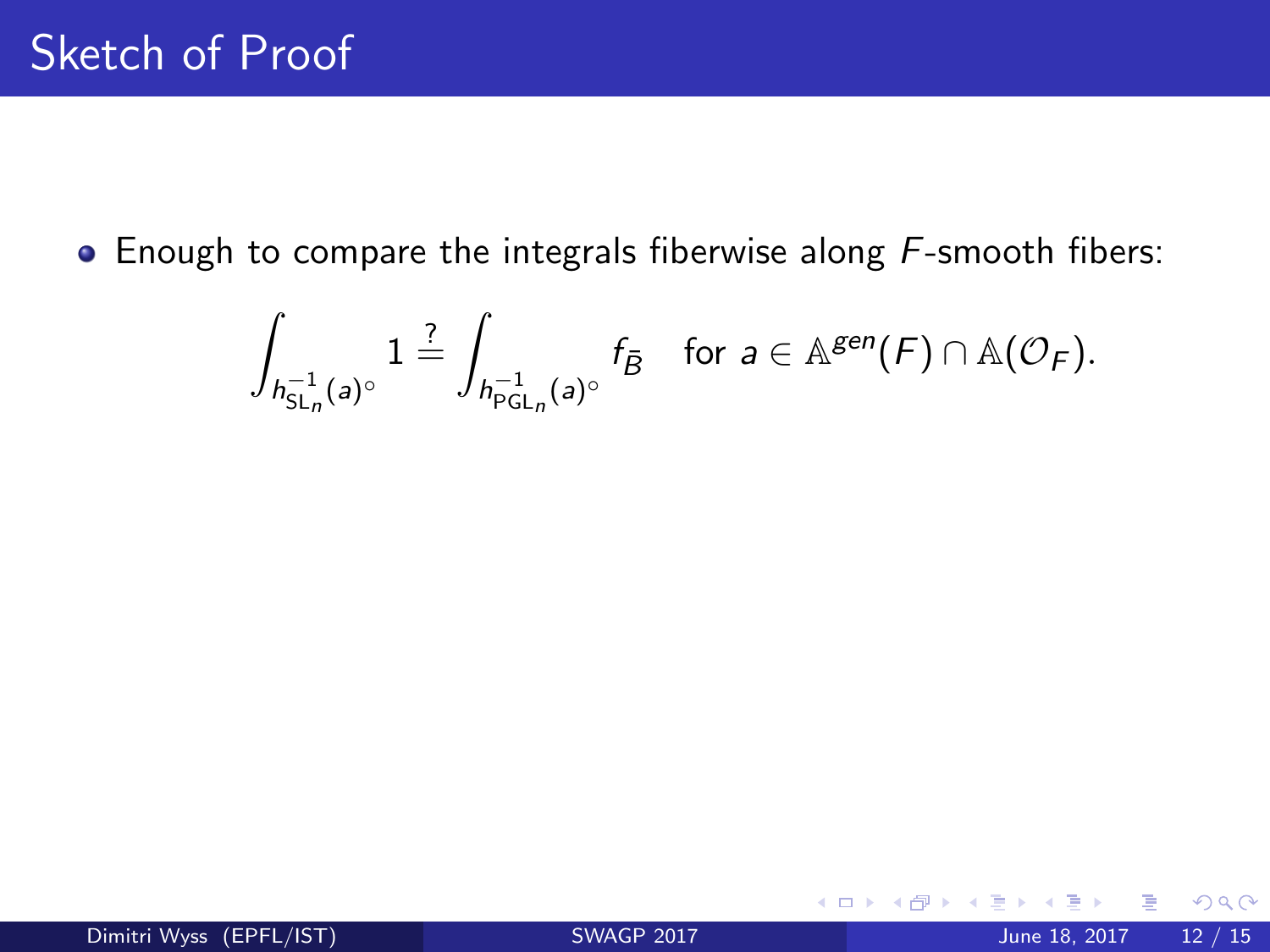# Sketch of Proof

- Enough to compare the integrals fiberwise along $F$-smooth fibers:

$$\int_{h_{\mathrm{SL}_n}^{-1}(a)^{\circ}} 1 \overset{?}{=} \int_{h_{\mathrm{PGL}_n}^{-1}(a)^{\circ}} f_{\bar{B}} \quad \text{for } a \in \mathbb{A}^{gen}(F) \cap \mathbb{A}(\mathcal{O}_F).$$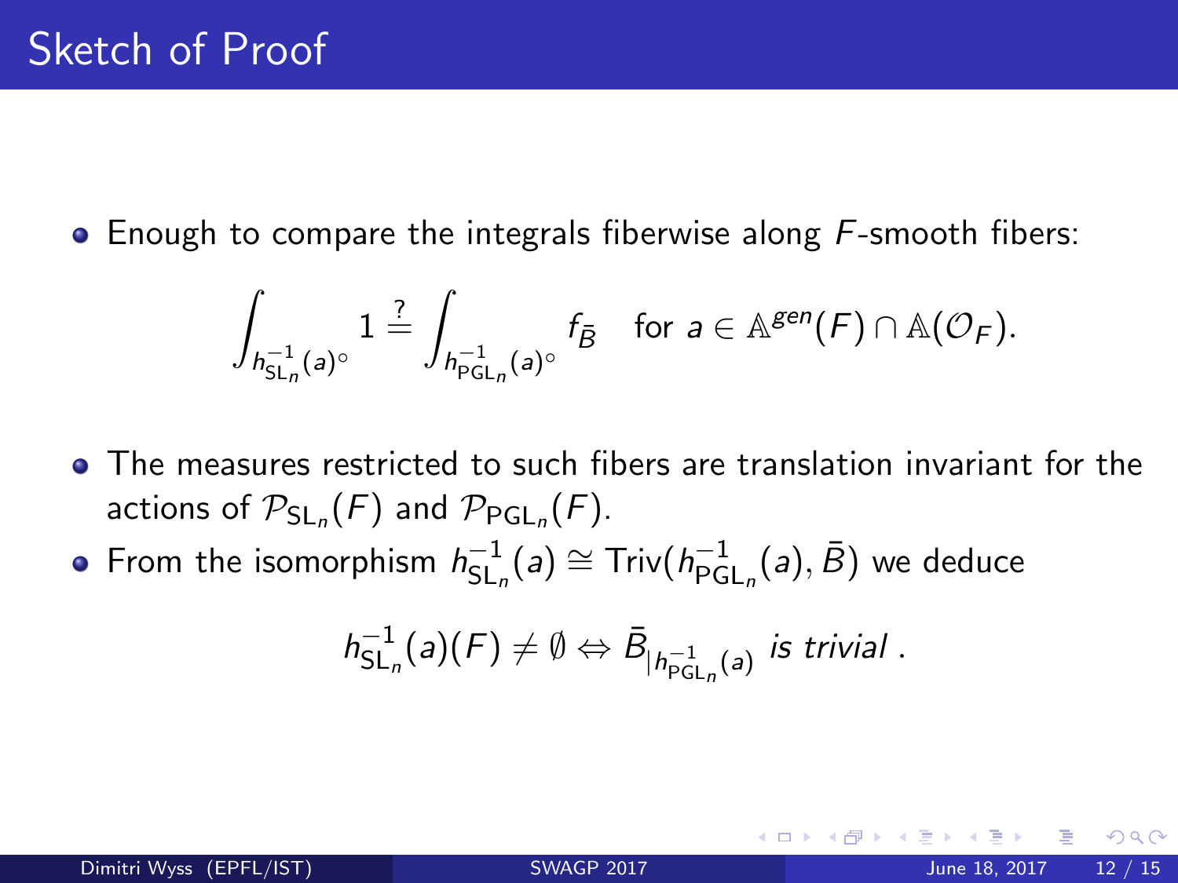# Sketch of Proof

- Enough to compare the integrals fiberwise along $F$-smooth fibers:

$$\int_{h_{\mathrm{SL}_n}^{-1}(a)^\circ} 1 \stackrel{?}{=} \int_{h_{\mathrm{PGL}_n}^{-1}(a)^\circ} f_{\bar{B}} \quad \text{for } a \in \mathbb{A}^{gen}(F) \cap \mathbb{A}(\mathcal{O}_F).$$

- The measures restricted to such fibers are translation invariant for the actions of $\mathcal{P}_{\mathrm{SL}_n}(F)$ and $\mathcal{P}_{\mathrm{PGL}_n}(F)$.
- From the isomorphism $h_{\mathrm{SL}_n}^{-1}(a) \cong \mathrm{Triv}(h_{\mathrm{PGL}_n}^{-1}(a), \bar{B})$ we deduce

$$h_{\mathrm{SL}_n}^{-1}(a)(F) \neq \emptyset \Leftrightarrow \bar{B}_{|h_{\mathrm{PGL}_n}^{-1}(a)} \textit{ is trivial }.$$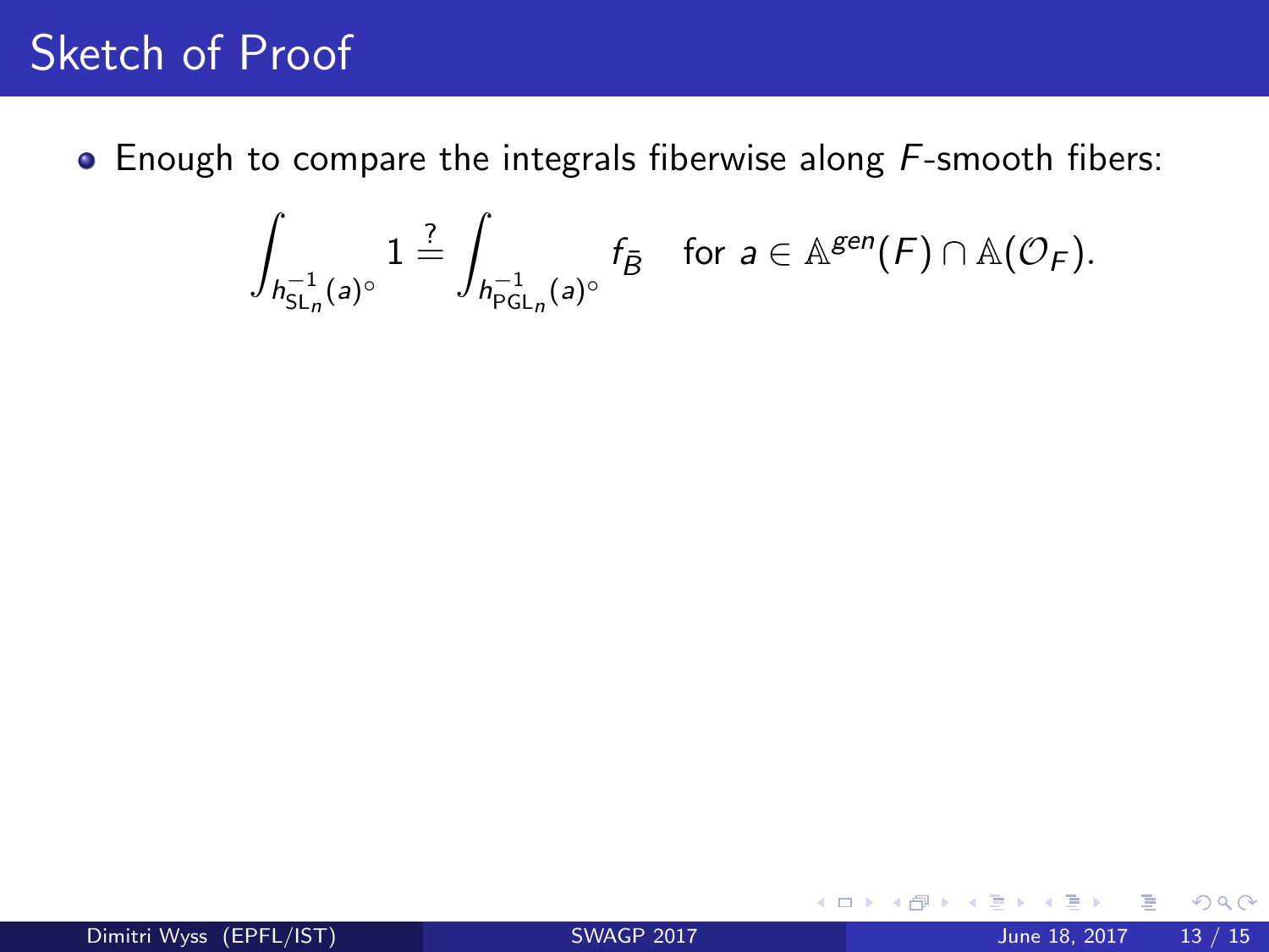# Sketch of Proof

- Enough to compare the integrals fiberwise along $F$-smooth fibers:

$$\int_{h_{\mathrm{SL}_n}^{-1}(a)^\circ} 1 \overset{?}{=} \int_{h_{\mathrm{PGL}_n}^{-1}(a)^\circ} f_{\bar{B}} \quad \text{for } a \in \mathbb{A}^{gen}(F) \cap \mathbb{A}(\mathcal{O}_F).$$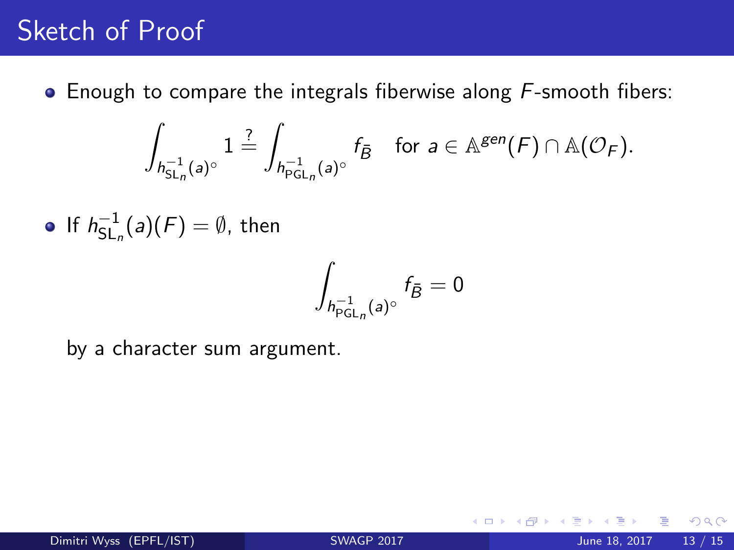# Sketch of Proof

- Enough to compare the integrals fiberwise along $F$-smooth fibers:

$$\int_{h_{\mathrm{SL}_n}^{-1}(a)^\circ} 1 \stackrel{?}{=} \int_{h_{\mathrm{PGL}_n}^{-1}(a)^\circ} f_{\bar{B}} \quad \text{for } a \in \mathbb{A}^{gen}(F) \cap \mathbb{A}(\mathcal{O}_F).$$

- If $h_{\mathrm{SL}_n}^{-1}(a)(F) = \emptyset$, then

$$\int_{h_{\mathrm{PGL}_n}^{-1}(a)^\circ} f_{\bar{B}} = 0$$

  by a character sum argument.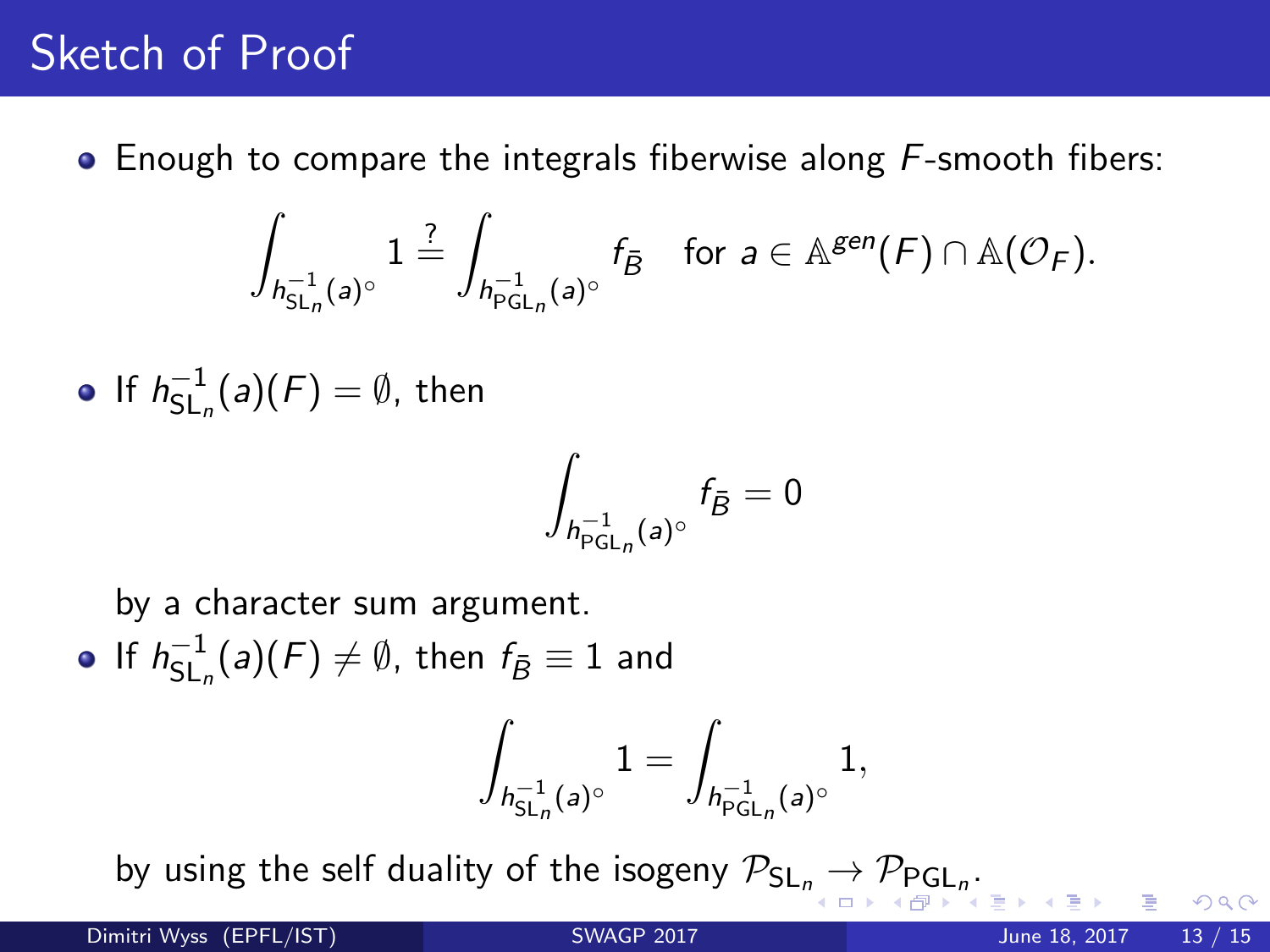# Sketch of Proof

- Enough to compare the integrals fiberwise along $F$-smooth fibers:

$$\int_{h_{\mathrm{SL}_n}^{-1}(a)^\circ} 1 \overset{?}{=} \int_{h_{\mathrm{PGL}_n}^{-1}(a)^\circ} f_{\bar{B}} \quad \text{for } a \in \mathbb{A}^{gen}(F) \cap \mathbb{A}(\mathcal{O}_F).$$

- If $h_{\mathrm{SL}_n}^{-1}(a)(F) = \emptyset$, then

$$\int_{h_{\mathrm{PGL}_n}^{-1}(a)^\circ} f_{\bar{B}} = 0$$

  by a character sum argument.

- If $h_{\mathrm{SL}_n}^{-1}(a)(F) \neq \emptyset$, then $f_{\bar{B}} \equiv 1$ and

$$\int_{h_{\mathrm{SL}_n}^{-1}(a)^\circ} 1 = \int_{h_{\mathrm{PGL}_n}^{-1}(a)^\circ} 1,$$

  by using the self duality of the isogeny $\mathcal{P}_{\mathrm{SL}_n} \to \mathcal{P}_{\mathrm{PGL}_n}$.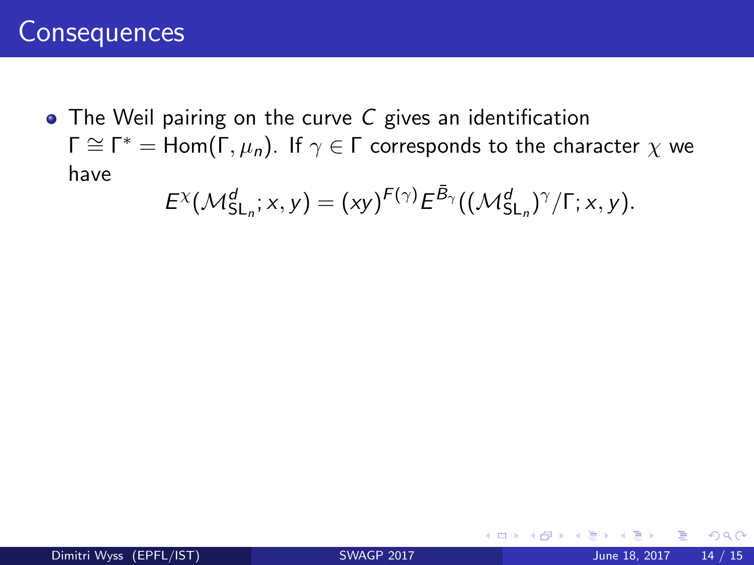# Consequences

- The Weil pairing on the curve $C$ gives an identification $\Gamma \cong \Gamma^* = \mathrm{Hom}(\Gamma, \mu_n)$. If $\gamma \in \Gamma$ corresponds to the character $\chi$ we have

$$E^{\chi}(\mathcal{M}^d_{\mathsf{SL}_n}; x, y) = (xy)^{F(\gamma)} E^{\bar{B}_\gamma}((\mathcal{M}^d_{\mathsf{SL}_n})^{\gamma}/\Gamma; x, y).$$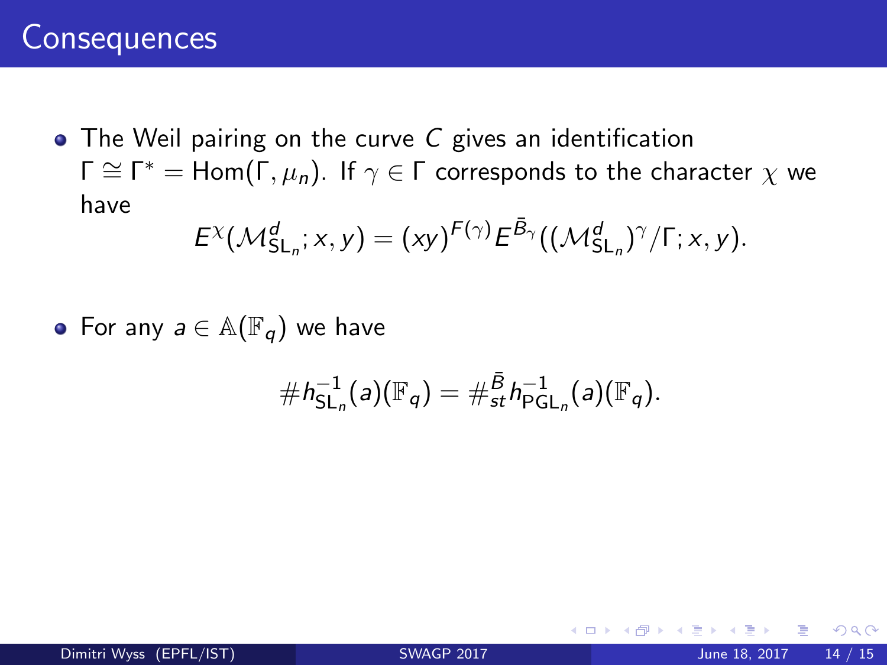# Consequences

- The Weil pairing on the curve $C$ gives an identification $\Gamma \cong \Gamma^* = \mathrm{Hom}(\Gamma, \mu_n)$. If $\gamma \in \Gamma$ corresponds to the character $\chi$ we have

$$E^{\chi}(\mathcal{M}^d_{\mathrm{SL}_n}; x, y) = (xy)^{F(\gamma)} E^{\bar{B}_\gamma}((\mathcal{M}^d_{\mathrm{SL}_n})^{\gamma}/\Gamma; x, y).$$

- For any $a \in \mathbb{A}(\mathbb{F}_q)$ we have

$$\# h^{-1}_{\mathrm{SL}_n}(a)(\mathbb{F}_q) = \#^{\bar{B}}_{st} h^{-1}_{\mathrm{PGL}_n}(a)(\mathbb{F}_q).$$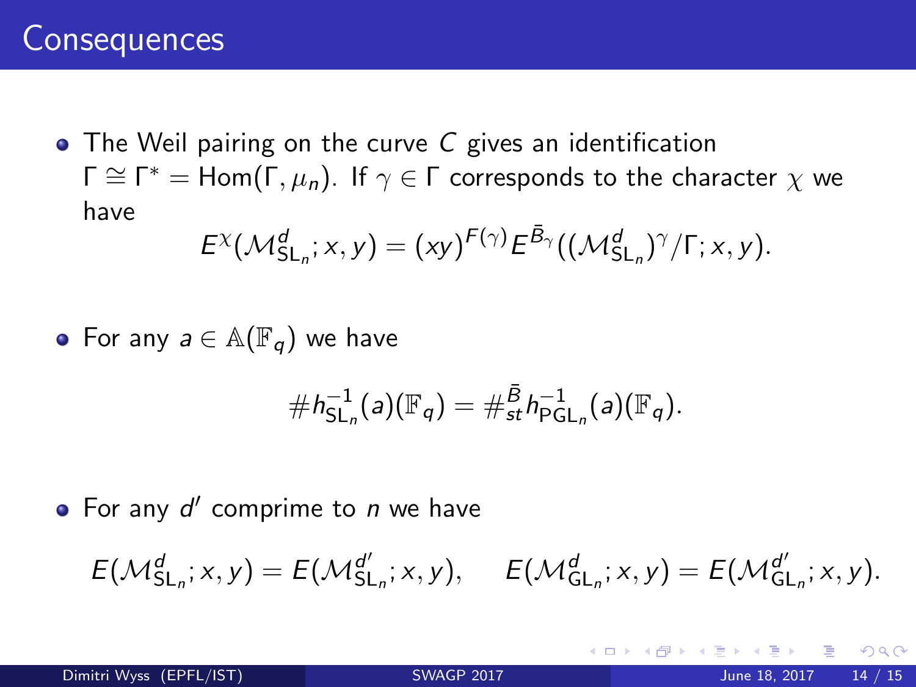# Consequences

- The Weil pairing on the curve $C$ gives an identification $\Gamma \cong \Gamma^* = \mathrm{Hom}(\Gamma, \mu_n)$. If $\gamma \in \Gamma$ corresponds to the character $\chi$ we have

$$E^{\chi}(\mathcal{M}^d_{\mathrm{SL}_n}; x, y) = (xy)^{F(\gamma)} E^{\bar{B}_\gamma}((\mathcal{M}^d_{\mathrm{SL}_n})^{\gamma}/\Gamma; x, y).$$

- For any $a \in \mathbb{A}(\mathbb{F}_q)$ we have

$$\# h^{-1}_{\mathrm{SL}_n}(a)(\mathbb{F}_q) = \#^{\bar{B}}_{st} h^{-1}_{\mathrm{PGL}_n}(a)(\mathbb{F}_q).$$

- For any $d'$ comprime to $n$ we have

$$E(\mathcal{M}^d_{\mathrm{SL}_n}; x, y) = E(\mathcal{M}^{d'}_{\mathrm{SL}_n}; x, y), \qquad E(\mathcal{M}^d_{\mathrm{GL}_n}; x, y) = E(\mathcal{M}^{d'}_{\mathrm{GL}_n}; x, y).$$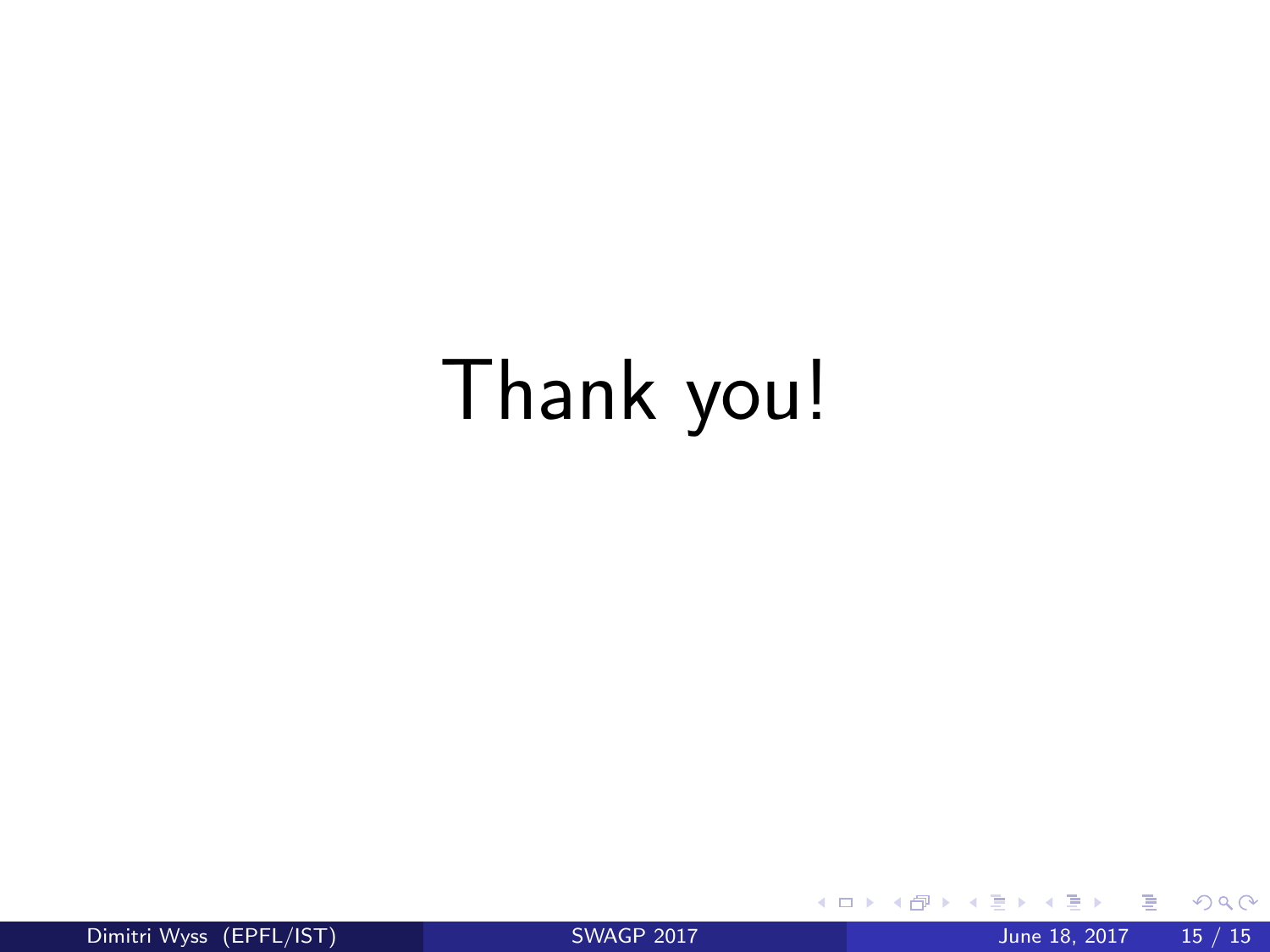# Thank you!